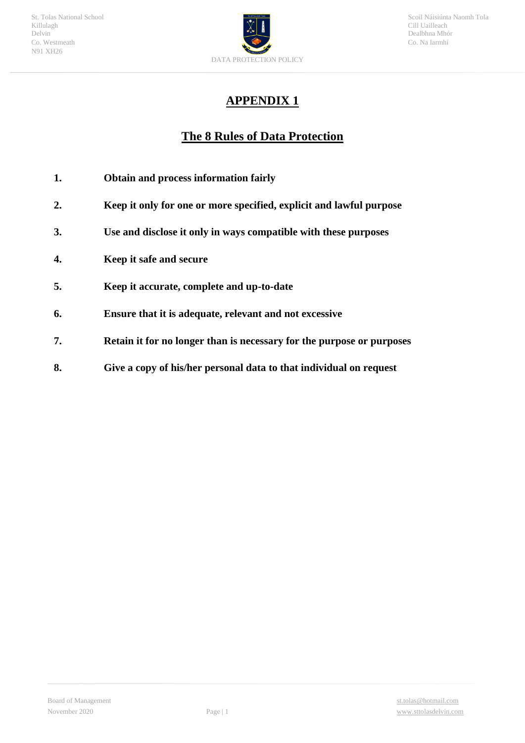# APPENDIX 1

## The 8 Rules of Data Protection

1. **Obtain and process information fairly**
2. **Keep it only for one or more specified, explicit and lawful purpose**
3. **Use and disclose it only in ways compatible with these purposes**
4. **Keep it safe and secure**
5. **Keep it accurate, complete and up-to-date**
6. **Ensure that it is adequate, relevant and not excessive**
7. **Retain it for no longer than is necessary for the purpose or purposes**
8. **Give a copy of his/her personal data to that individual on request**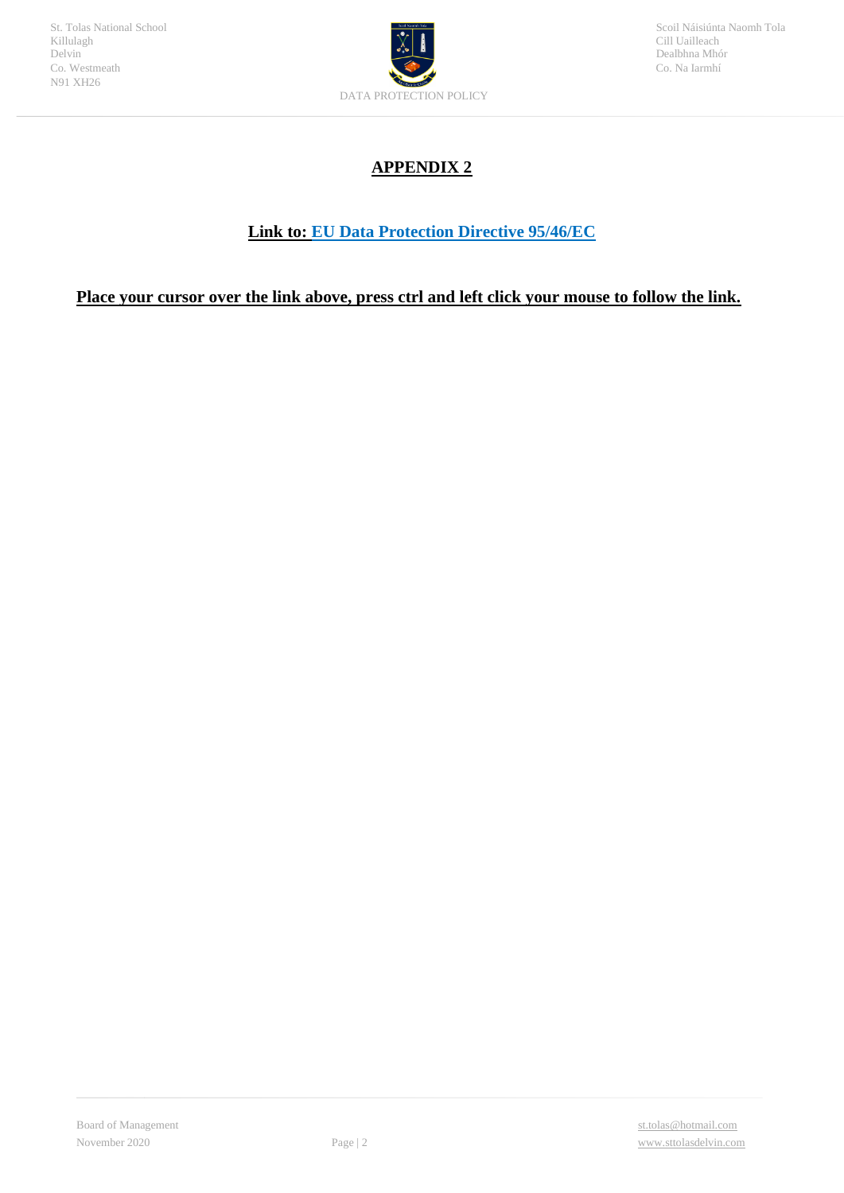## APPENDIX 2

**Link to: EU Data Protection Directive 95/46/EC**

**Place your cursor over the link above, press ctrl and left click your mouse to follow the link.**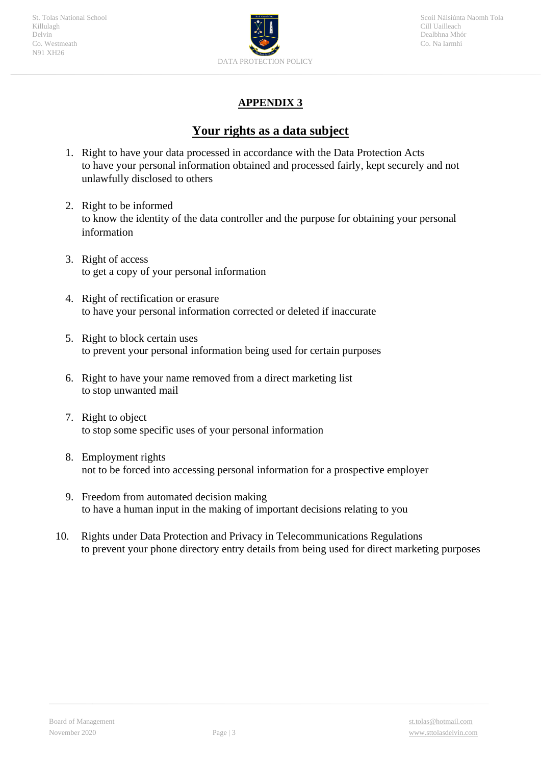## APPENDIX 3

## Your rights as a data subject

1. Right to have your data processed in accordance with the Data Protection Acts
   to have your personal information obtained and processed fairly, kept securely and not unlawfully disclosed to others

2. Right to be informed
   to know the identity of the data controller and the purpose for obtaining your personal information

3. Right of access
   to get a copy of your personal information

4. Right of rectification or erasure
   to have your personal information corrected or deleted if inaccurate

5. Right to block certain uses
   to prevent your personal information being used for certain purposes

6. Right to have your name removed from a direct marketing list
   to stop unwanted mail

7. Right to object
   to stop some specific uses of your personal information

8. Employment rights
   not to be forced into accessing personal information for a prospective employer

9. Freedom from automated decision making
   to have a human input in the making of important decisions relating to you

10. Rights under Data Protection and Privacy in Telecommunications Regulations
    to prevent your phone directory entry details from being used for direct marketing purposes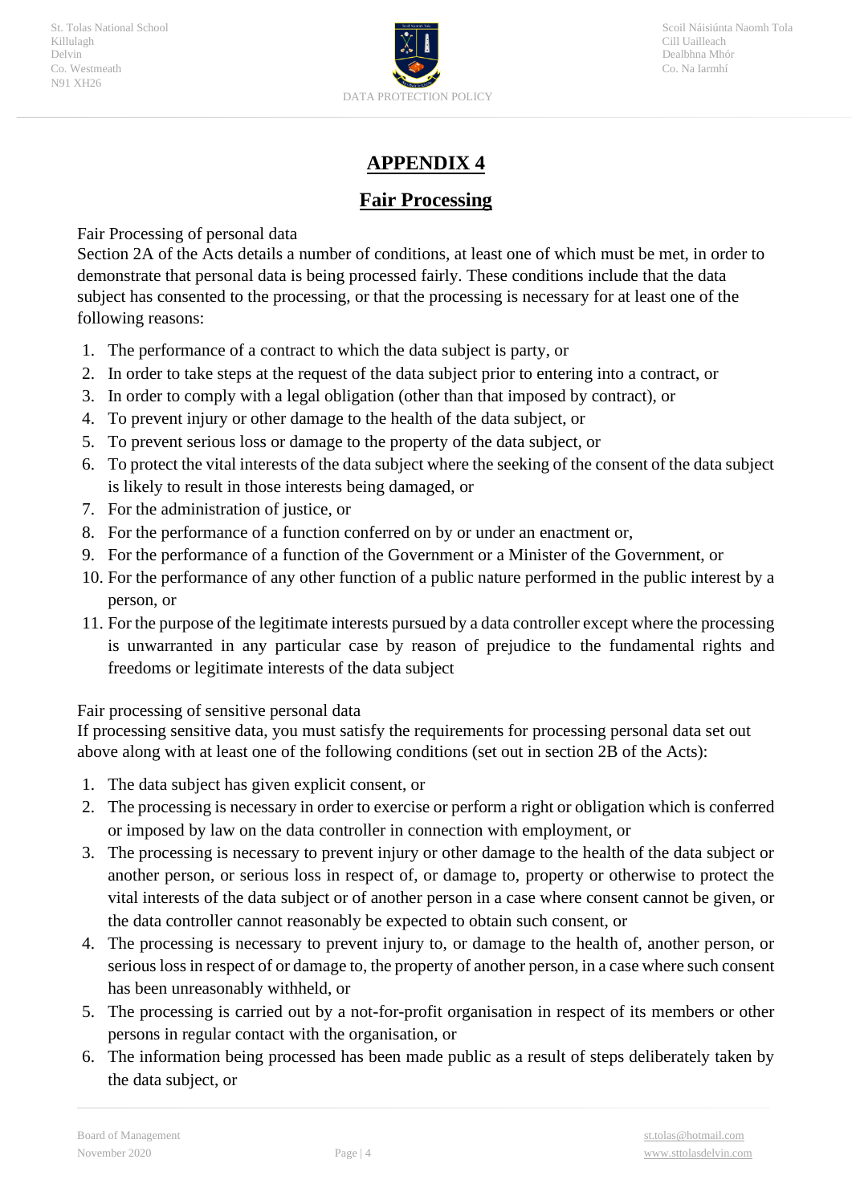# APPENDIX 4

## Fair Processing

Fair Processing of personal data

Section 2A of the Acts details a number of conditions, at least one of which must be met, in order to demonstrate that personal data is being processed fairly. These conditions include that the data subject has consented to the processing, or that the processing is necessary for at least one of the following reasons:

1. The performance of a contract to which the data subject is party, or
2. In order to take steps at the request of the data subject prior to entering into a contract, or
3. In order to comply with a legal obligation (other than that imposed by contract), or
4. To prevent injury or other damage to the health of the data subject, or
5. To prevent serious loss or damage to the property of the data subject, or
6. To protect the vital interests of the data subject where the seeking of the consent of the data subject is likely to result in those interests being damaged, or
7. For the administration of justice, or
8. For the performance of a function conferred on by or under an enactment or,
9. For the performance of a function of the Government or a Minister of the Government, or
10. For the performance of any other function of a public nature performed in the public interest by a person, or
11. For the purpose of the legitimate interests pursued by a data controller except where the processing is unwarranted in any particular case by reason of prejudice to the fundamental rights and freedoms or legitimate interests of the data subject

Fair processing of sensitive personal data

If processing sensitive data, you must satisfy the requirements for processing personal data set out above along with at least one of the following conditions (set out in section 2B of the Acts):

1. The data subject has given explicit consent, or
2. The processing is necessary in order to exercise or perform a right or obligation which is conferred or imposed by law on the data controller in connection with employment, or
3. The processing is necessary to prevent injury or other damage to the health of the data subject or another person, or serious loss in respect of, or damage to, property or otherwise to protect the vital interests of the data subject or of another person in a case where consent cannot be given, or the data controller cannot reasonably be expected to obtain such consent, or
4. The processing is necessary to prevent injury to, or damage to the health of, another person, or serious loss in respect of or damage to, the property of another person, in a case where such consent has been unreasonably withheld, or
5. The processing is carried out by a not-for-profit organisation in respect of its members or other persons in regular contact with the organisation, or
6. The information being processed has been made public as a result of steps deliberately taken by the data subject, or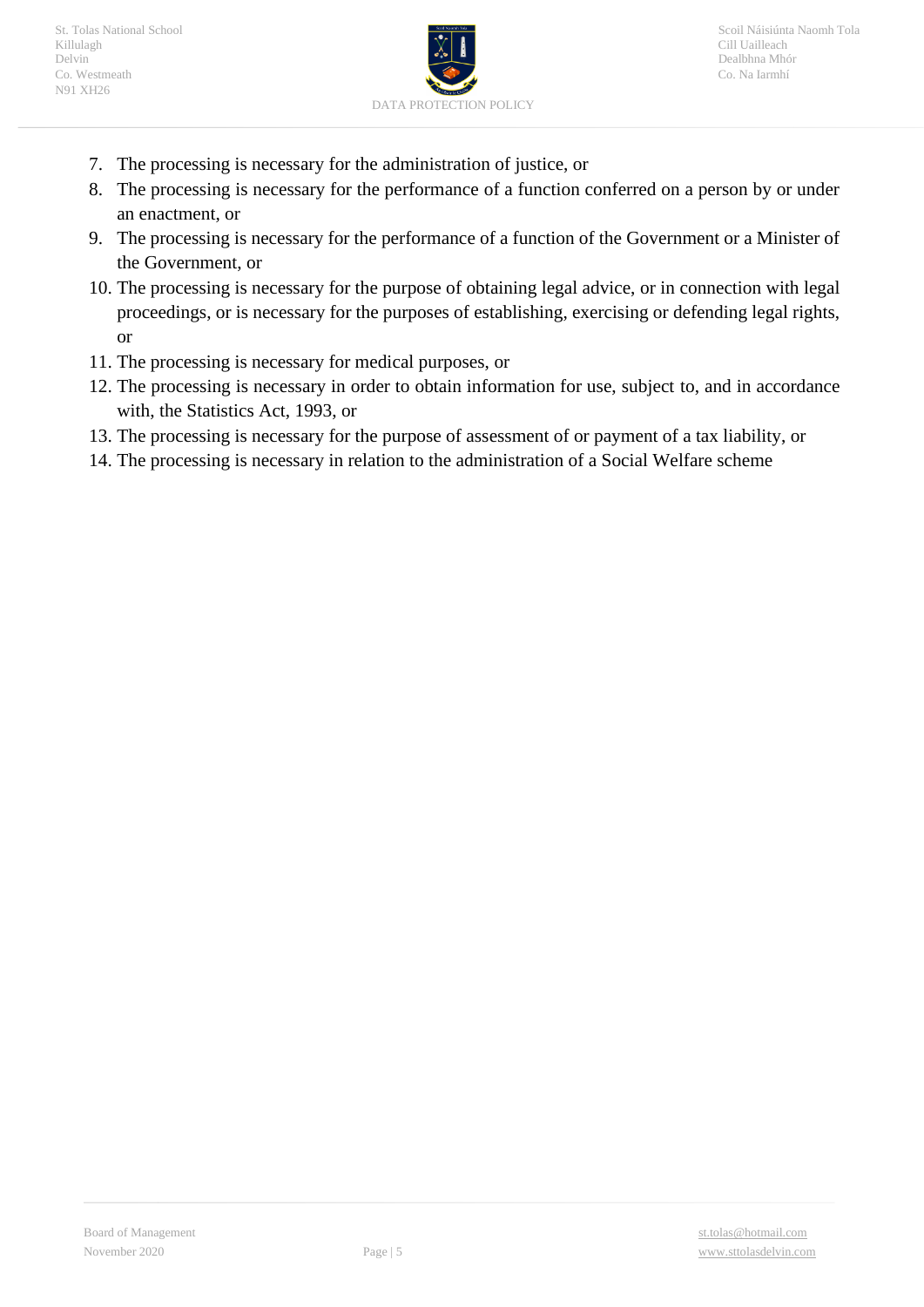7. The processing is necessary for the administration of justice, or
8. The processing is necessary for the performance of a function conferred on a person by or under an enactment, or
9. The processing is necessary for the performance of a function of the Government or a Minister of the Government, or
10. The processing is necessary for the purpose of obtaining legal advice, or in connection with legal proceedings, or is necessary for the purposes of establishing, exercising or defending legal rights, or
11. The processing is necessary for medical purposes, or
12. The processing is necessary in order to obtain information for use, subject to, and in accordance with, the Statistics Act, 1993, or
13. The processing is necessary for the purpose of assessment of or payment of a tax liability, or
14. The processing is necessary in relation to the administration of a Social Welfare scheme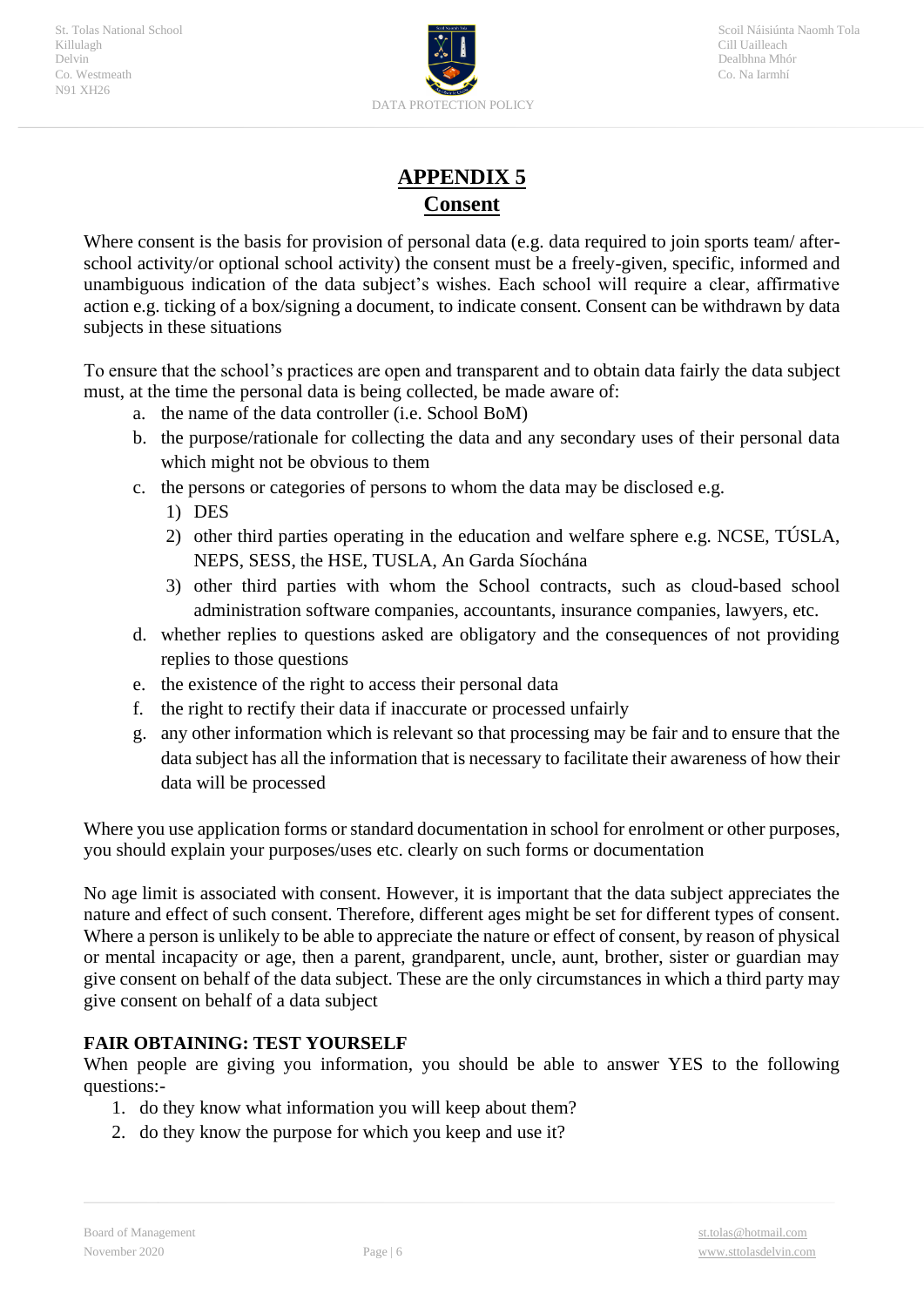# APPENDIX 5
## Consent

Where consent is the basis for provision of personal data (e.g. data required to join sports team/ after-school activity/or optional school activity) the consent must be a freely-given, specific, informed and unambiguous indication of the data subject's wishes. Each school will require a clear, affirmative action e.g. ticking of a box/signing a document, to indicate consent. Consent can be withdrawn by data subjects in these situations

To ensure that the school's practices are open and transparent and to obtain data fairly the data subject must, at the time the personal data is being collected, be made aware of:

a. the name of the data controller (i.e. School BoM)
b. the purpose/rationale for collecting the data and any secondary uses of their personal data which might not be obvious to them
c. the persons or categories of persons to whom the data may be disclosed e.g.
   1) DES
   2) other third parties operating in the education and welfare sphere e.g. NCSE, TÚSLA, NEPS, SESS, the HSE, TUSLA, An Garda Síochána
   3) other third parties with whom the School contracts, such as cloud-based school administration software companies, accountants, insurance companies, lawyers, etc.
d. whether replies to questions asked are obligatory and the consequences of not providing replies to those questions
e. the existence of the right to access their personal data
f. the right to rectify their data if inaccurate or processed unfairly
g. any other information which is relevant so that processing may be fair and to ensure that the data subject has all the information that is necessary to facilitate their awareness of how their data will be processed

Where you use application forms or standard documentation in school for enrolment or other purposes, you should explain your purposes/uses etc. clearly on such forms or documentation

No age limit is associated with consent. However, it is important that the data subject appreciates the nature and effect of such consent. Therefore, different ages might be set for different types of consent. Where a person is unlikely to be able to appreciate the nature or effect of consent, by reason of physical or mental incapacity or age, then a parent, grandparent, uncle, aunt, brother, sister or guardian may give consent on behalf of the data subject. These are the only circumstances in which a third party may give consent on behalf of a data subject

**FAIR OBTAINING: TEST YOURSELF**

When people are giving you information, you should be able to answer YES to the following questions:-

1. do they know what information you will keep about them?
2. do they know the purpose for which you keep and use it?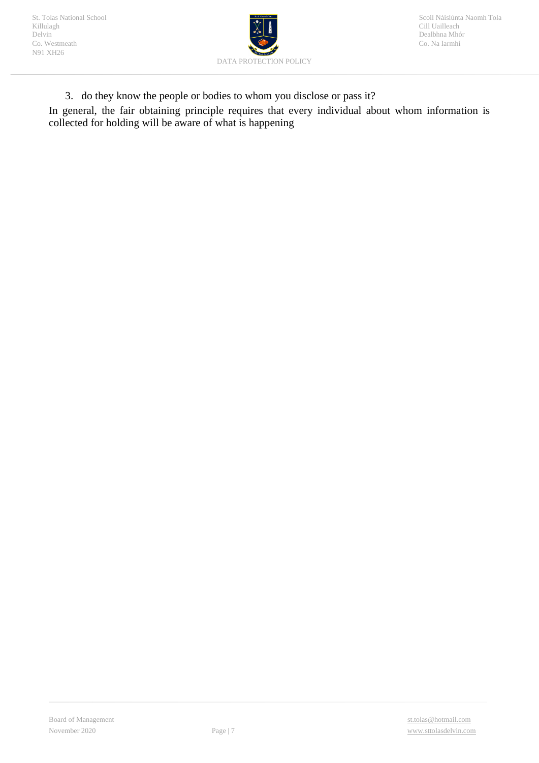3. do they know the people or bodies to whom you disclose or pass it?

In general, the fair obtaining principle requires that every individual about whom information is collected for holding will be aware of what is happening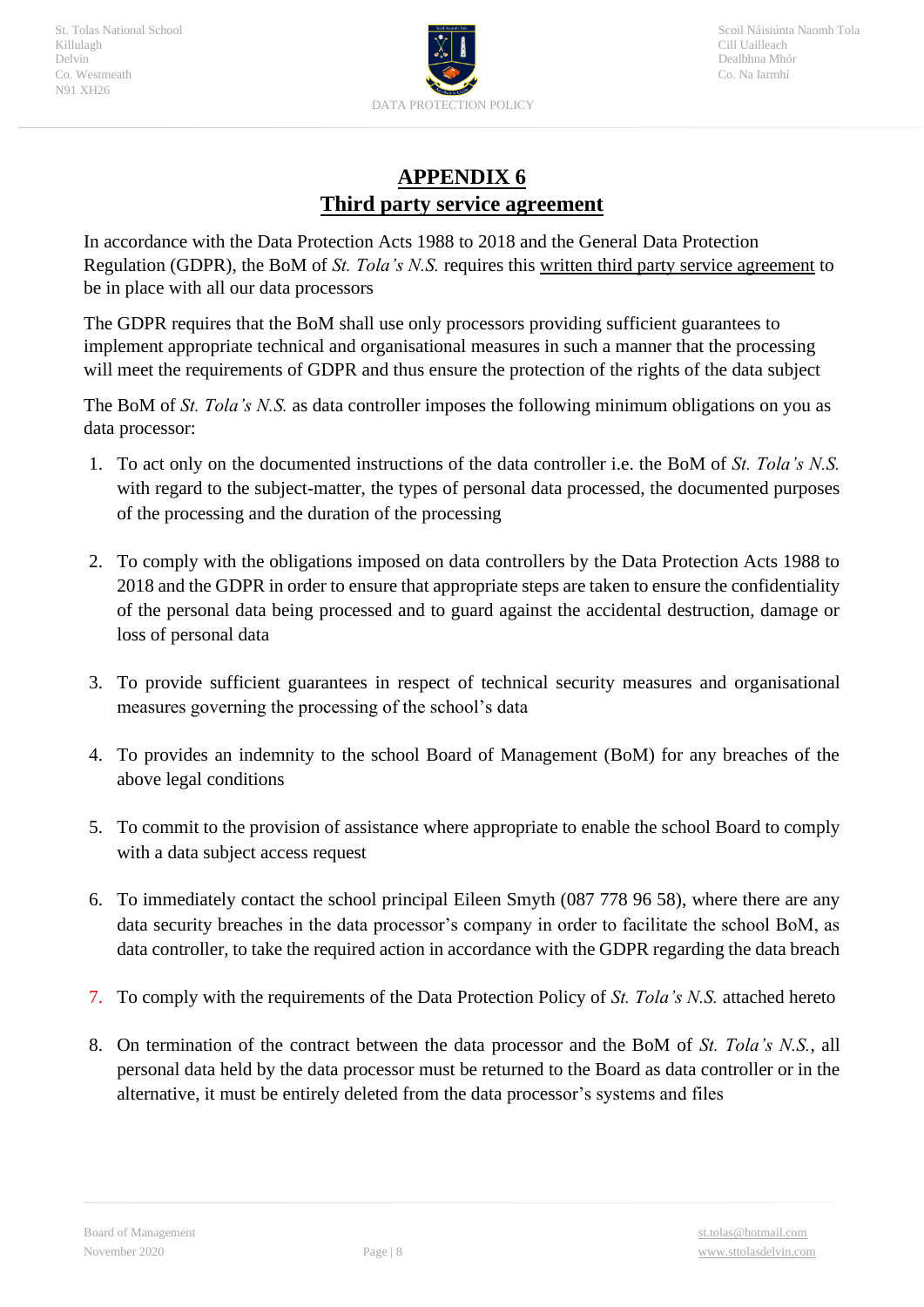# APPENDIX 6
## Third party service agreement

In accordance with the Data Protection Acts 1988 to 2018 and the General Data Protection Regulation (GDPR), the BoM of *St. Tola's N.S.* requires this written third party service agreement to be in place with all our data processors

The GDPR requires that the BoM shall use only processors providing sufficient guarantees to implement appropriate technical and organisational measures in such a manner that the processing will meet the requirements of GDPR and thus ensure the protection of the rights of the data subject

The BoM of *St. Tola's N.S.* as data controller imposes the following minimum obligations on you as data processor:

1. To act only on the documented instructions of the data controller i.e. the BoM of *St. Tola's N.S.* with regard to the subject-matter, the types of personal data processed, the documented purposes of the processing and the duration of the processing

2. To comply with the obligations imposed on data controllers by the Data Protection Acts 1988 to 2018 and the GDPR in order to ensure that appropriate steps are taken to ensure the confidentiality of the personal data being processed and to guard against the accidental destruction, damage or loss of personal data

3. To provide sufficient guarantees in respect of technical security measures and organisational measures governing the processing of the school's data

4. To provides an indemnity to the school Board of Management (BoM) for any breaches of the above legal conditions

5. To commit to the provision of assistance where appropriate to enable the school Board to comply with a data subject access request

6. To immediately contact the school principal Eileen Smyth (087 778 96 58), where there are any data security breaches in the data processor's company in order to facilitate the school BoM, as data controller, to take the required action in accordance with the GDPR regarding the data breach

7. To comply with the requirements of the Data Protection Policy of *St. Tola's N.S.* attached hereto

8. On termination of the contract between the data processor and the BoM of *St. Tola's N.S.*, all personal data held by the data processor must be returned to the Board as data controller or in the alternative, it must be entirely deleted from the data processor's systems and files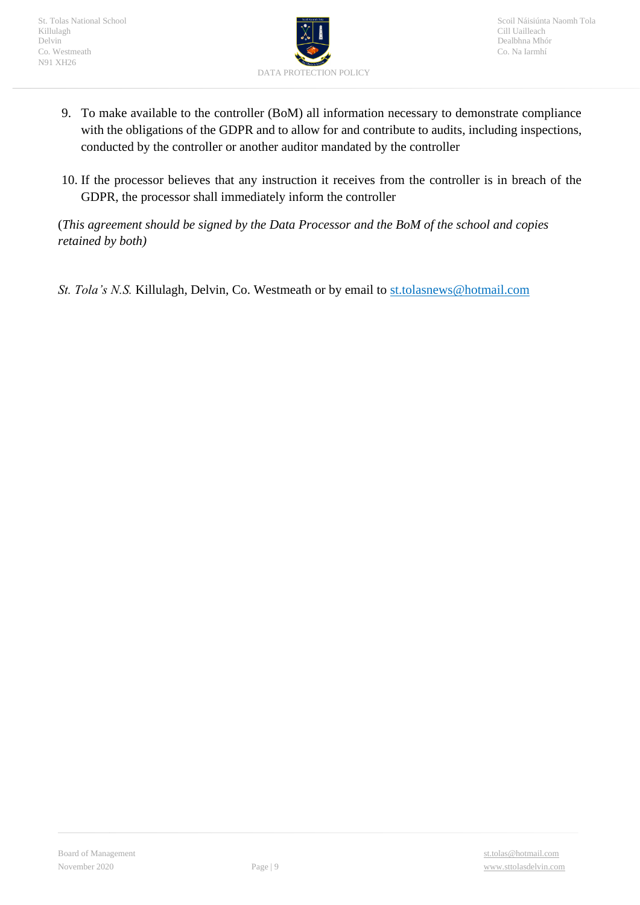9. To make available to the controller (BoM) all information necessary to demonstrate compliance with the obligations of the GDPR and to allow for and contribute to audits, including inspections, conducted by the controller or another auditor mandated by the controller

10. If the processor believes that any instruction it receives from the controller is in breach of the GDPR, the processor shall immediately inform the controller

(*This agreement should be signed by the Data Processor and the BoM of the school and copies retained by both)*

*St. Tola's N.S.* Killulagh, Delvin, Co. Westmeath or by email to st.tolasnews@hotmail.com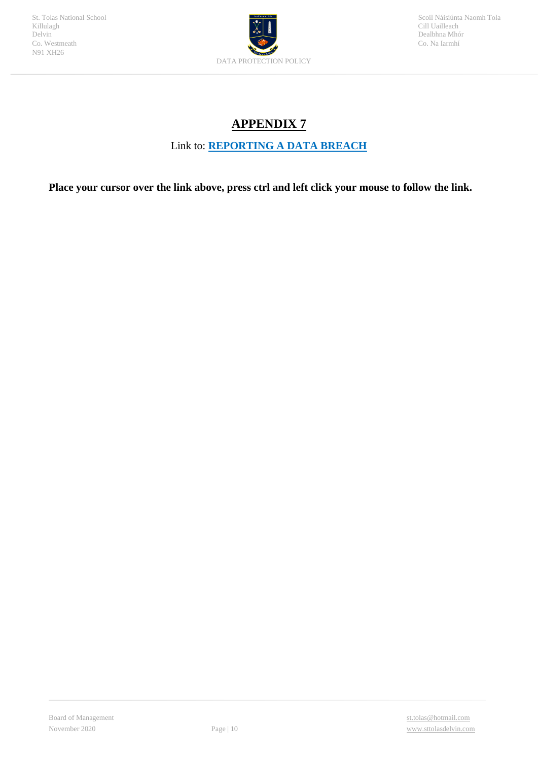# APPENDIX 7

Link to: **REPORTING A DATA BREACH**

**Place your cursor over the link above, press ctrl and left click your mouse to follow the link.**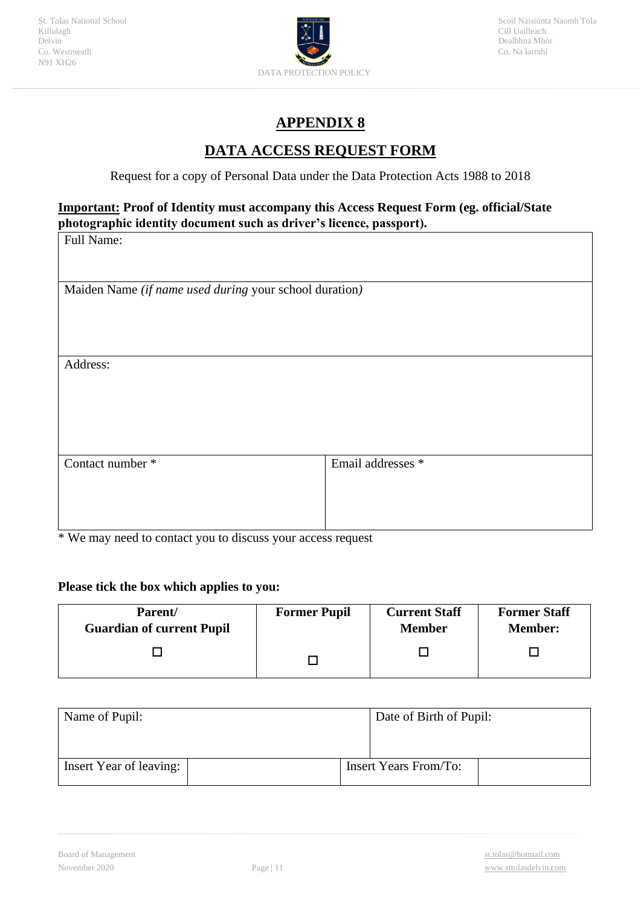# APPENDIX 8

## DATA ACCESS REQUEST FORM

Request for a copy of Personal Data under the Data Protection Acts 1988 to 2018

**Important: Proof of Identity must accompany this Access Request Form (eg. official/State photographic identity document such as driver's licence, passport).**

| Full Name: | |
|---|---|
| Maiden Name *(if name used during* your school duration*)* | |
| Address: | |
| Contact number * | Email addresses * |

\* We may need to contact you to discuss your access request

**Please tick the box which applies to you:**

| **Parent/ Guardian of current Pupil** | **Former Pupil** | **Current Staff Member** | **Former Staff Member:** |
|---|---|---|---|
| ☐ | ☐ | ☐ | ☐ |

| Name of Pupil: | | Date of Birth of Pupil: | |
|---|---|---|---|
| Insert Year of leaving: | | Insert Years From/To: | |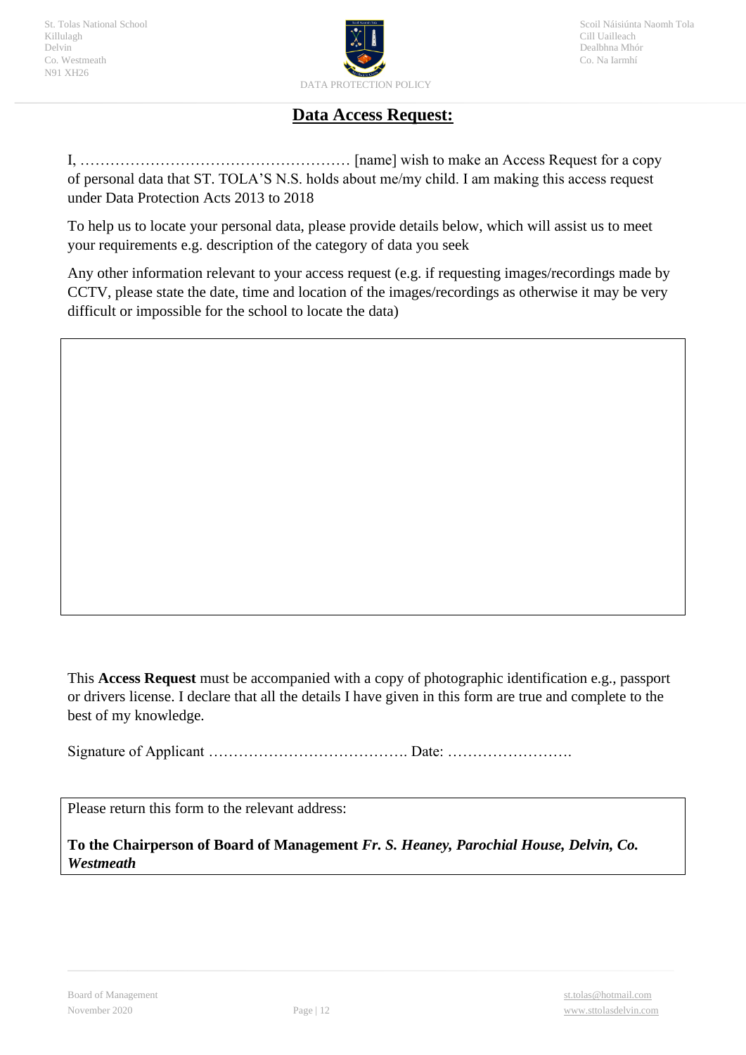## Data Access Request:

I, ……………………………………………… [name] wish to make an Access Request for a copy of personal data that ST. TOLA'S N.S. holds about me/my child. I am making this access request under Data Protection Acts 2013 to 2018

To help us to locate your personal data, please provide details below, which will assist us to meet your requirements e.g. description of the category of data you seek

Any other information relevant to your access request (e.g. if requesting images/recordings made by CCTV, please state the date, time and location of the images/recordings as otherwise it may be very difficult or impossible for the school to locate the data)

| |
|---|
| |

This **Access Request** must be accompanied with a copy of photographic identification e.g., passport or drivers license. I declare that all the details I have given in this form are true and complete to the best of my knowledge.

Signature of Applicant …………………………………. Date: …………………….

Please return this form to the relevant address:

**To the Chairperson of Board of Management** ***Fr. S. Heaney, Parochial House, Delvin, Co. Westmeath***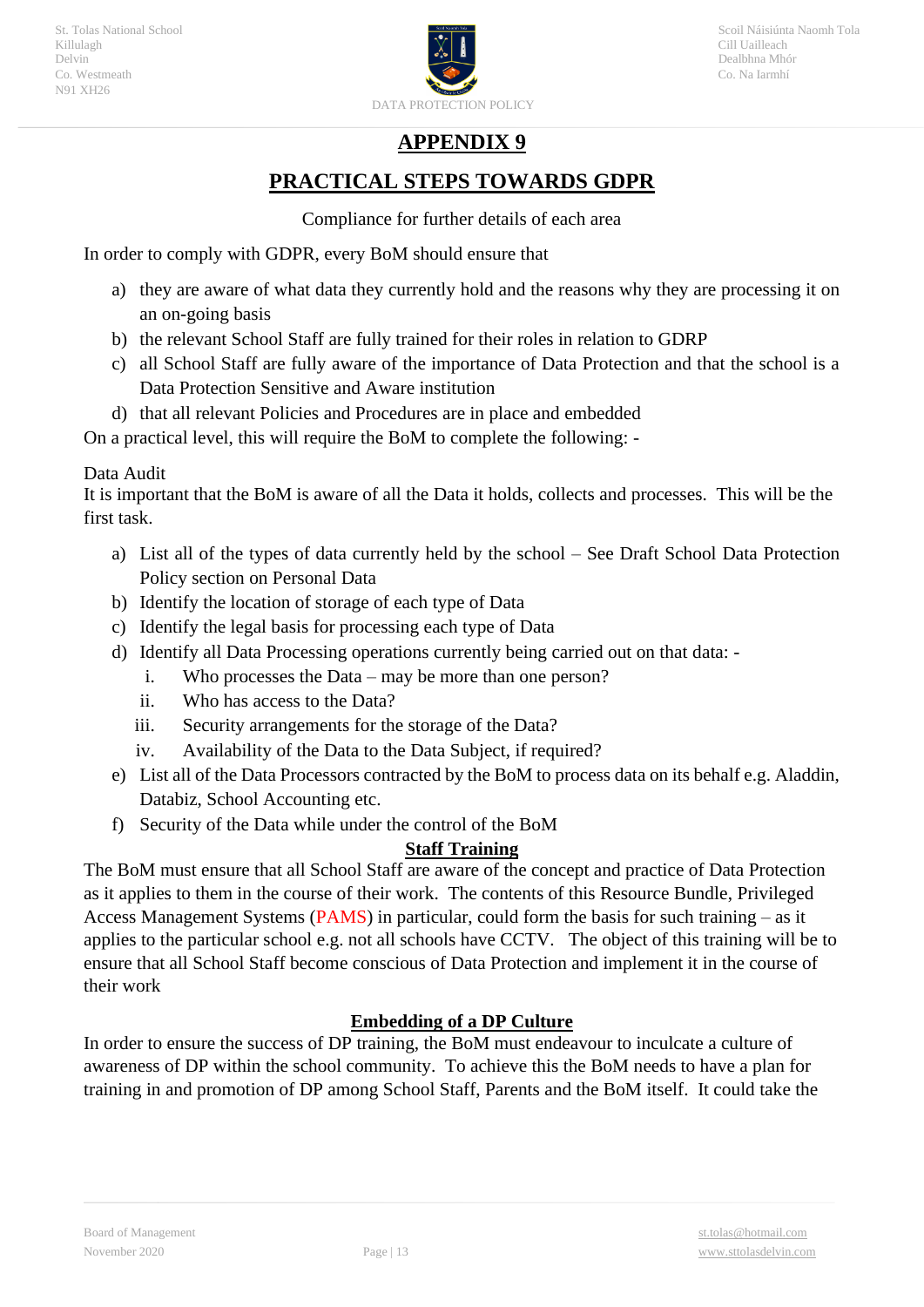# APPENDIX 9

## PRACTICAL STEPS TOWARDS GDPR

Compliance for further details of each area

In order to comply with GDPR, every BoM should ensure that

a) they are aware of what data they currently hold and the reasons why they are processing it on an on-going basis
b) the relevant School Staff are fully trained for their roles in relation to GDRP
c) all School Staff are fully aware of the importance of Data Protection and that the school is a Data Protection Sensitive and Aware institution
d) that all relevant Policies and Procedures are in place and embedded

On a practical level, this will require the BoM to complete the following: -

Data Audit

It is important that the BoM is aware of all the Data it holds, collects and processes. This will be the first task.

a) List all of the types of data currently held by the school – See Draft School Data Protection Policy section on Personal Data
b) Identify the location of storage of each type of Data
c) Identify the legal basis for processing each type of Data
d) Identify all Data Processing operations currently being carried out on that data: -
   i. Who processes the Data – may be more than one person?
   ii. Who has access to the Data?
   iii. Security arrangements for the storage of the Data?
   iv. Availability of the Data to the Data Subject, if required?
e) List all of the Data Processors contracted by the BoM to process data on its behalf e.g. Aladdin, Databiz, School Accounting etc.
f) Security of the Data while under the control of the BoM

### Staff Training

The BoM must ensure that all School Staff are aware of the concept and practice of Data Protection as it applies to them in the course of their work. The contents of this Resource Bundle, Privileged Access Management Systems (PAMS) in particular, could form the basis for such training – as it applies to the particular school e.g. not all schools have CCTV. The object of this training will be to ensure that all School Staff become conscious of Data Protection and implement it in the course of their work

### Embedding of a DP Culture

In order to ensure the success of DP training, the BoM must endeavour to inculcate a culture of awareness of DP within the school community. To achieve this the BoM needs to have a plan for training in and promotion of DP among School Staff, Parents and the BoM itself. It could take the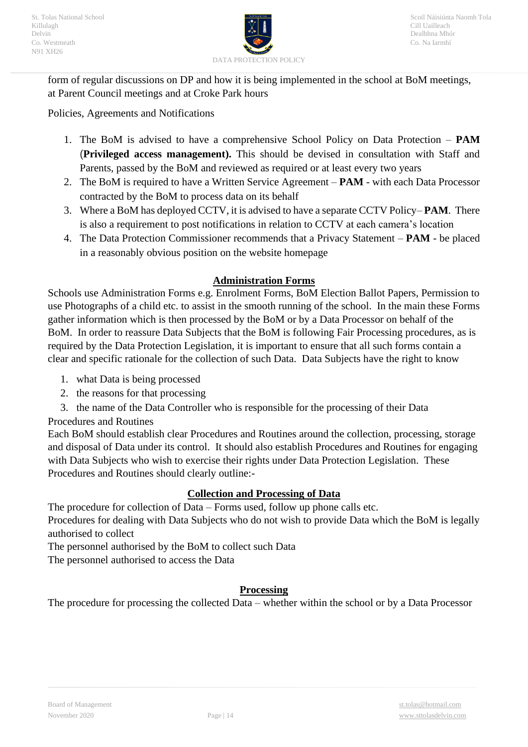form of regular discussions on DP and how it is being implemented in the school at BoM meetings, at Parent Council meetings and at Croke Park hours

Policies, Agreements and Notifications

1. The BoM is advised to have a comprehensive School Policy on Data Protection – **PAM** (**Privileged access management).** This should be devised in consultation with Staff and Parents, passed by the BoM and reviewed as required or at least every two years
2. The BoM is required to have a Written Service Agreement – **PAM** - with each Data Processor contracted by the BoM to process data on its behalf
3. Where a BoM has deployed CCTV, it is advised to have a separate CCTV Policy– **PAM**. There is also a requirement to post notifications in relation to CCTV at each camera's location
4. The Data Protection Commissioner recommends that a Privacy Statement – **PAM** - be placed in a reasonably obvious position on the website homepage

## Administration Forms

Schools use Administration Forms e.g. Enrolment Forms, BoM Election Ballot Papers, Permission to use Photographs of a child etc. to assist in the smooth running of the school. In the main these Forms gather information which is then processed by the BoM or by a Data Processor on behalf of the BoM. In order to reassure Data Subjects that the BoM is following Fair Processing procedures, as is required by the Data Protection Legislation, it is important to ensure that all such forms contain a clear and specific rationale for the collection of such Data. Data Subjects have the right to know

1. what Data is being processed
2. the reasons for that processing
3. the name of the Data Controller who is responsible for the processing of their Data

Procedures and Routines

Each BoM should establish clear Procedures and Routines around the collection, processing, storage and disposal of Data under its control. It should also establish Procedures and Routines for engaging with Data Subjects who wish to exercise their rights under Data Protection Legislation. These Procedures and Routines should clearly outline:-

## Collection and Processing of Data

The procedure for collection of Data – Forms used, follow up phone calls etc.

Procedures for dealing with Data Subjects who do not wish to provide Data which the BoM is legally authorised to collect

The personnel authorised by the BoM to collect such Data

The personnel authorised to access the Data

## Processing

The procedure for processing the collected Data – whether within the school or by a Data Processor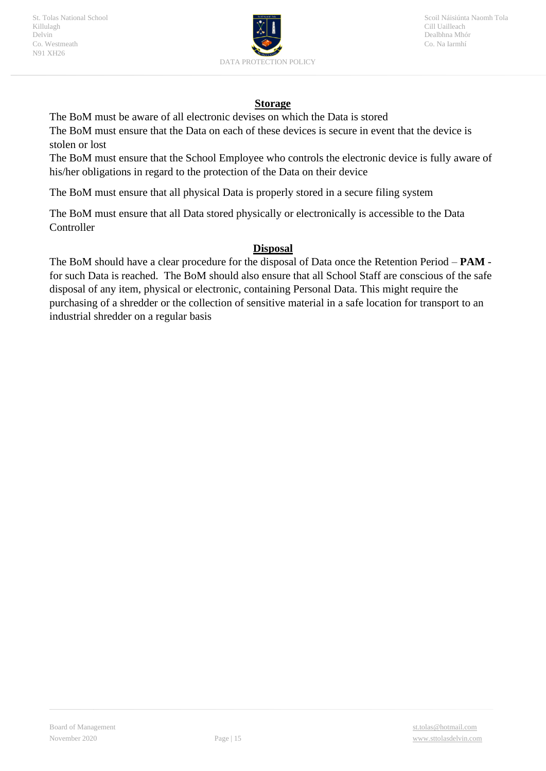## Storage

The BoM must be aware of all electronic devises on which the Data is stored

The BoM must ensure that the Data on each of these devices is secure in event that the device is stolen or lost

The BoM must ensure that the School Employee who controls the electronic device is fully aware of his/her obligations in regard to the protection of the Data on their device

The BoM must ensure that all physical Data is properly stored in a secure filing system

The BoM must ensure that all Data stored physically or electronically is accessible to the Data Controller

## Disposal

The BoM should have a clear procedure for the disposal of Data once the Retention Period – **PAM** - for such Data is reached. The BoM should also ensure that all School Staff are conscious of the safe disposal of any item, physical or electronic, containing Personal Data. This might require the purchasing of a shredder or the collection of sensitive material in a safe location for transport to an industrial shredder on a regular basis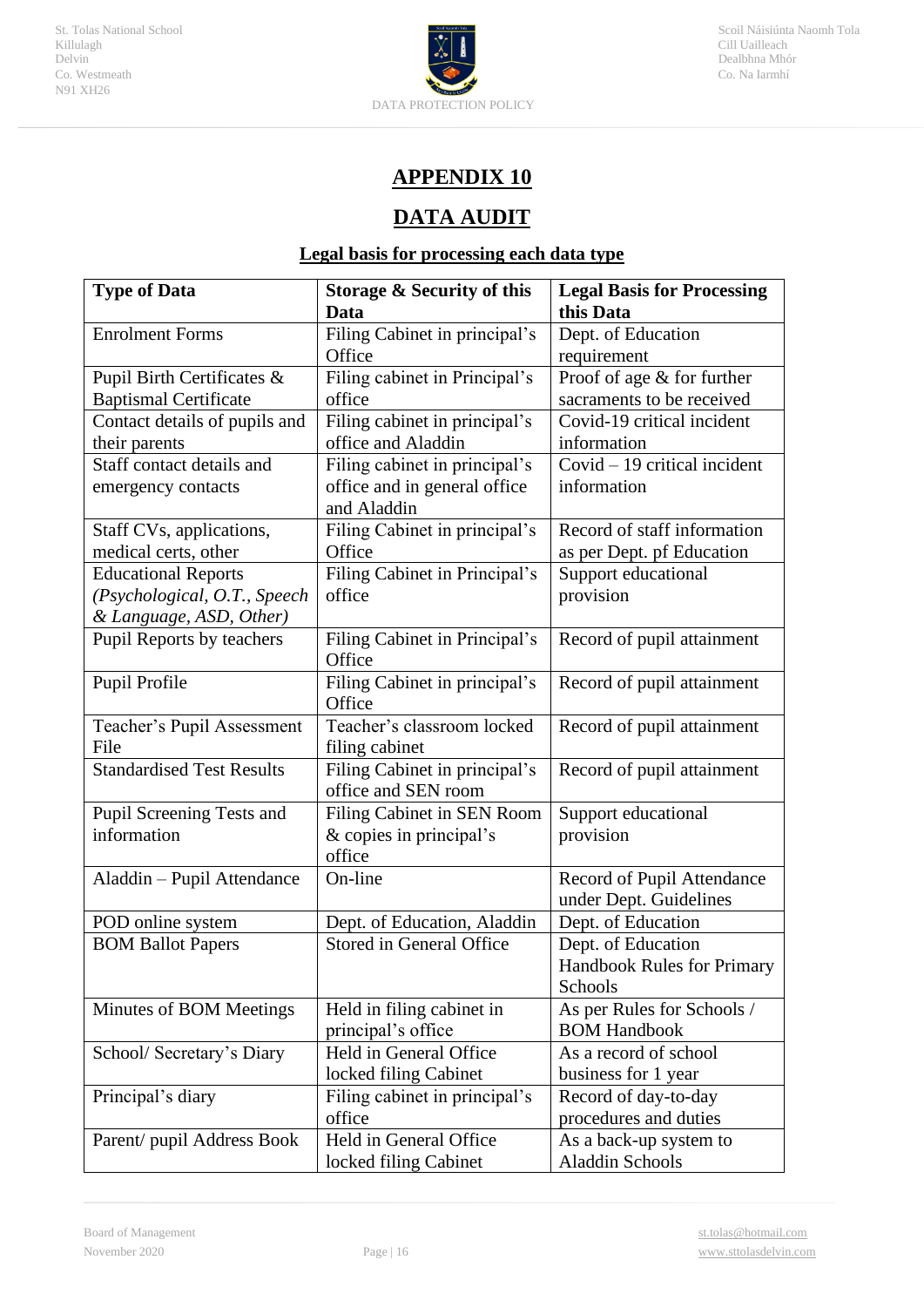# APPENDIX 10

# DATA AUDIT

## Legal basis for processing each data type

| Type of Data | Storage & Security of this Data | Legal Basis for Processing this Data |
|---|---|---|
| Enrolment Forms | Filing Cabinet in principal's Office | Dept. of Education requirement |
| Pupil Birth Certificates & Baptismal Certificate | Filing cabinet in Principal's office | Proof of age & for further sacraments to be received |
| Contact details of pupils and their parents | Filing cabinet in principal's office and Aladdin | Covid-19 critical incident information |
| Staff contact details and emergency contacts | Filing cabinet in principal's office and in general office and Aladdin | Covid – 19 critical incident information |
| Staff CVs, applications, medical certs, other | Filing Cabinet in principal's Office | Record of staff information as per Dept. pf Education |
| Educational Reports *(Psychological, O.T., Speech & Language, ASD, Other)* | Filing Cabinet in Principal's office | Support educational provision |
| Pupil Reports by teachers | Filing Cabinet in Principal's Office | Record of pupil attainment |
| Pupil Profile | Filing Cabinet in principal's Office | Record of pupil attainment |
| Teacher's Pupil Assessment File | Teacher's classroom locked filing cabinet | Record of pupil attainment |
| Standardised Test Results | Filing Cabinet in principal's office and SEN room | Record of pupil attainment |
| Pupil Screening Tests and information | Filing Cabinet in SEN Room & copies in principal's office | Support educational provision |
| Aladdin – Pupil Attendance | On-line | Record of Pupil Attendance under Dept. Guidelines |
| POD online system | Dept. of Education, Aladdin | Dept. of Education |
| BOM Ballot Papers | Stored in General Office | Dept. of Education Handbook Rules for Primary Schools |
| Minutes of BOM Meetings | Held in filing cabinet in principal's office | As per Rules for Schools / BOM Handbook |
| School/ Secretary's Diary | Held in General Office locked filing Cabinet | As a record of school business for 1 year |
| Principal's diary | Filing cabinet in principal's office | Record of day-to-day procedures and duties |
| Parent/ pupil Address Book | Held in General Office locked filing Cabinet | As a back-up system to Aladdin Schools |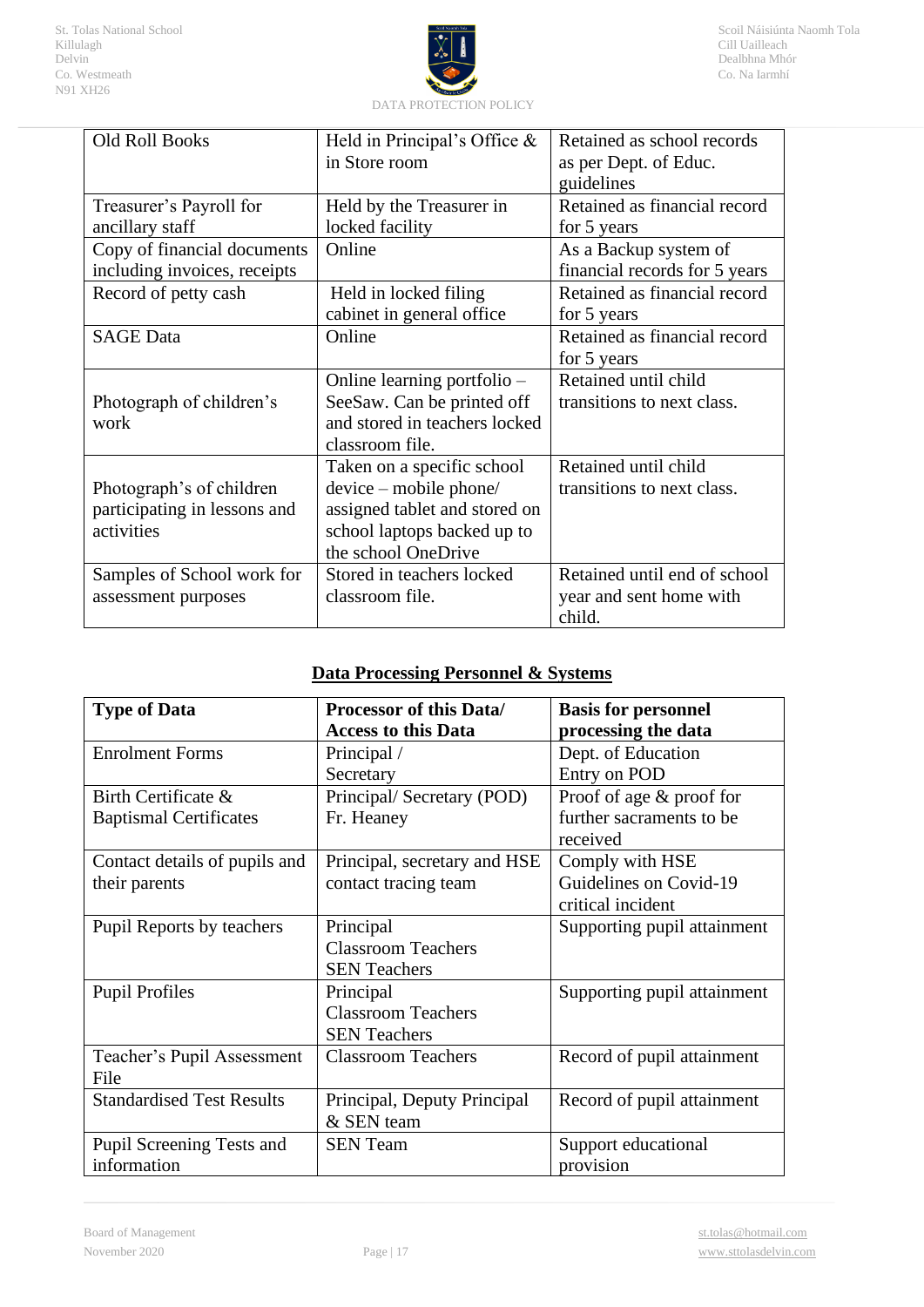| Old Roll Books | Held in Principal's Office & in Store room | Retained as school records as per Dept. of Educ. guidelines |
|---|---|---|
| Treasurer's Payroll for ancillary staff | Held by the Treasurer in locked facility | Retained as financial record for 5 years |
| Copy of financial documents including invoices, receipts | Online | As a Backup system of financial records for 5 years |
| Record of petty cash | Held in locked filing cabinet in general office | Retained as financial record for 5 years |
| SAGE Data | Online | Retained as financial record for 5 years |
| Photograph of children's work | Online learning portfolio – SeeSaw. Can be printed off and stored in teachers locked classroom file. | Retained until child transitions to next class. |
| Photograph's of children participating in lessons and activities | Taken on a specific school device – mobile phone/ assigned tablet and stored on school laptops backed up to the school OneDrive | Retained until child transitions to next class. |
| Samples of School work for assessment purposes | Stored in teachers locked classroom file. | Retained until end of school year and sent home with child. |

## Data Processing Personnel & Systems

| Type of Data | Processor of this Data/ Access to this Data | Basis for personnel processing the data |
|---|---|---|
| Enrolment Forms | Principal / Secretary | Dept. of Education Entry on POD |
| Birth Certificate & Baptismal Certificates | Principal/ Secretary (POD) Fr. Heaney | Proof of age & proof for further sacraments to be received |
| Contact details of pupils and their parents | Principal, secretary and HSE contact tracing team | Comply with HSE Guidelines on Covid-19 critical incident |
| Pupil Reports by teachers | Principal<br>Classroom Teachers<br>SEN Teachers | Supporting pupil attainment |
| Pupil Profiles | Principal<br>Classroom Teachers<br>SEN Teachers | Supporting pupil attainment |
| Teacher's Pupil Assessment File | Classroom Teachers | Record of pupil attainment |
| Standardised Test Results | Principal, Deputy Principal & SEN team | Record of pupil attainment |
| Pupil Screening Tests and information | SEN Team | Support educational provision |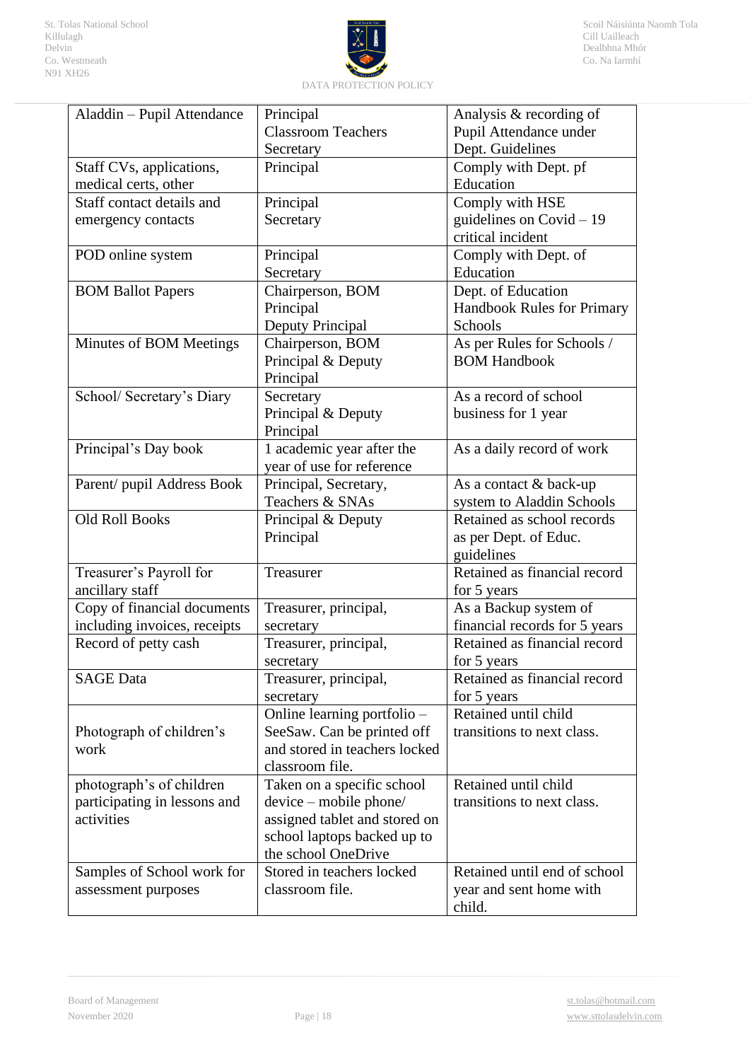| Aladdin – Pupil Attendance | Principal Classroom Teachers Secretary | Analysis & recording of Pupil Attendance under Dept. Guidelines |
|---|---|---|
| Staff CVs, applications, medical certs, other | Principal | Comply with Dept. pf Education |
| Staff contact details and emergency contacts | Principal Secretary | Comply with HSE guidelines on Covid – 19 critical incident |
| POD online system | Principal Secretary | Comply with Dept. of Education |
| BOM Ballot Papers | Chairperson, BOM Principal Deputy Principal | Dept. of Education Handbook Rules for Primary Schools |
| Minutes of BOM Meetings | Chairperson, BOM Principal & Deputy Principal | As per Rules for Schools / BOM Handbook |
| School/ Secretary's Diary | Secretary Principal & Deputy Principal | As a record of school business for 1 year |
| Principal's Day book | 1 academic year after the year of use for reference | As a daily record of work |
| Parent/ pupil Address Book | Principal, Secretary, Teachers & SNAs | As a contact & back-up system to Aladdin Schools |
| Old Roll Books | Principal & Deputy Principal | Retained as school records as per Dept. of Educ. guidelines |
| Treasurer's Payroll for ancillary staff | Treasurer | Retained as financial record for 5 years |
| Copy of financial documents including invoices, receipts | Treasurer, principal, secretary | As a Backup system of financial records for 5 years |
| Record of petty cash | Treasurer, principal, secretary | Retained as financial record for 5 years |
| SAGE Data | Treasurer, principal, secretary | Retained as financial record for 5 years |
| Photograph of children's work | Online learning portfolio – SeeSaw. Can be printed off and stored in teachers locked classroom file. | Retained until child transitions to next class. |
| photograph's of children participating in lessons and activities | Taken on a specific school device – mobile phone/ assigned tablet and stored on school laptops backed up to the school OneDrive | Retained until child transitions to next class. |
| Samples of School work for assessment purposes | Stored in teachers locked classroom file. | Retained until end of school year and sent home with child. |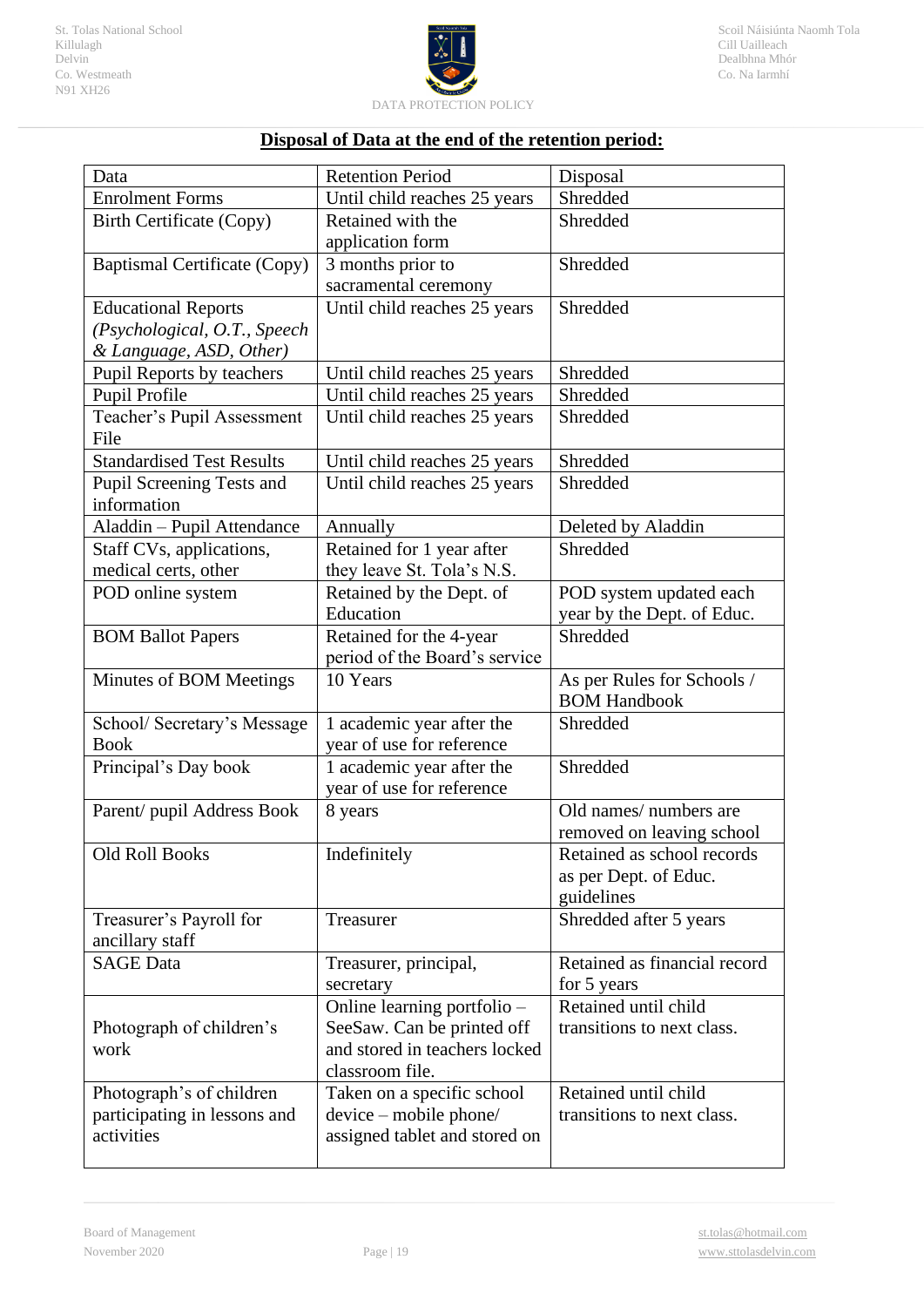## **Disposal of Data at the end of the retention period:**

| Data | Retention Period | Disposal |
|---|---|---|
| Enrolment Forms | Until child reaches 25 years | Shredded |
| Birth Certificate (Copy) | Retained with the application form | Shredded |
| Baptismal Certificate (Copy) | 3 months prior to sacramental ceremony | Shredded |
| Educational Reports *(Psychological, O.T., Speech & Language, ASD, Other)* | Until child reaches 25 years | Shredded |
| Pupil Reports by teachers | Until child reaches 25 years | Shredded |
| Pupil Profile | Until child reaches 25 years | Shredded |
| Teacher's Pupil Assessment File | Until child reaches 25 years | Shredded |
| Standardised Test Results | Until child reaches 25 years | Shredded |
| Pupil Screening Tests and information | Until child reaches 25 years | Shredded |
| Aladdin – Pupil Attendance | Annually | Deleted by Aladdin |
| Staff CVs, applications, medical certs, other | Retained for 1 year after they leave St. Tola's N.S. | Shredded |
| POD online system | Retained by the Dept. of Education | POD system updated each year by the Dept. of Educ. |
| BOM Ballot Papers | Retained for the 4-year period of the Board's service | Shredded |
| Minutes of BOM Meetings | 10 Years | As per Rules for Schools / BOM Handbook |
| School/ Secretary's Message Book | 1 academic year after the year of use for reference | Shredded |
| Principal's Day book | 1 academic year after the year of use for reference | Shredded |
| Parent/ pupil Address Book | 8 years | Old names/ numbers are removed on leaving school |
| Old Roll Books | Indefinitely | Retained as school records as per Dept. of Educ. guidelines |
| Treasurer's Payroll for ancillary staff | Treasurer | Shredded after 5 years |
| SAGE Data | Treasurer, principal, secretary | Retained as financial record for 5 years |
| Photograph of children's work | Online learning portfolio – SeeSaw. Can be printed off and stored in teachers locked classroom file. | Retained until child transitions to next class. |
| Photograph's of children participating in lessons and activities | Taken on a specific school device – mobile phone/ assigned tablet and stored on | Retained until child transitions to next class. |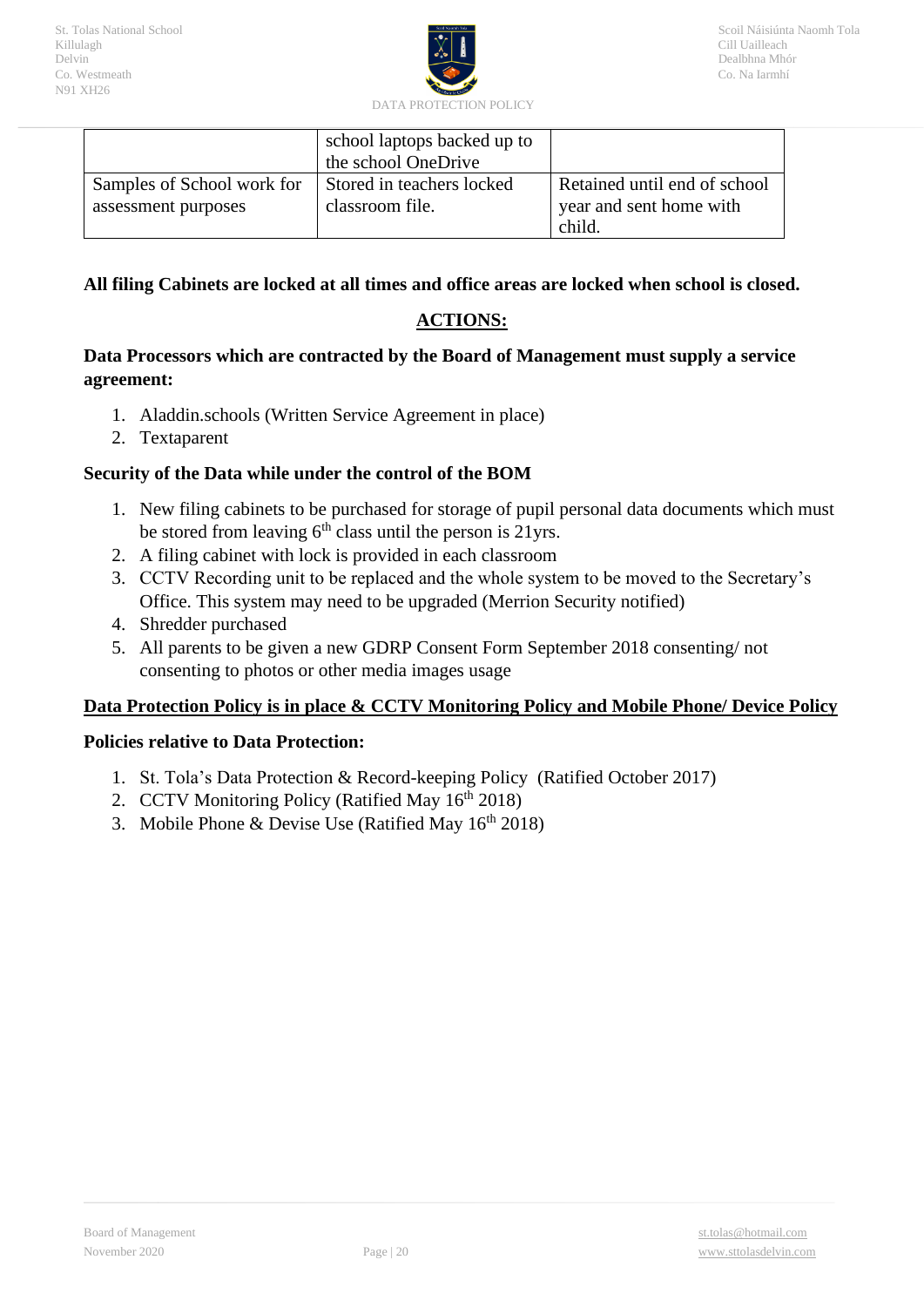|  | school laptops backed up to the school OneDrive |  |
|---|---|---|
| Samples of School work for assessment purposes | Stored in teachers locked classroom file. | Retained until end of school year and sent home with child. |

**All filing Cabinets are locked at all times and office areas are locked when school is closed.**

## ACTIONS:

**Data Processors which are contracted by the Board of Management must supply a service agreement:**

1. Aladdin.schools (Written Service Agreement in place)
2. Textaparent

**Security of the Data while under the control of the BOM**

1. New filing cabinets to be purchased for storage of pupil personal data documents which must be stored from leaving 6th class until the person is 21yrs.
2. A filing cabinet with lock is provided in each classroom
3. CCTV Recording unit to be replaced and the whole system to be moved to the Secretary's Office. This system may need to be upgraded (Merrion Security notified)
4. Shredder purchased
5. All parents to be given a new GDRP Consent Form September 2018 consenting/ not consenting to photos or other media images usage

**Data Protection Policy is in place & CCTV Monitoring Policy and Mobile Phone/ Device Policy**

**Policies relative to Data Protection:**

1. St. Tola's Data Protection & Record-keeping Policy (Ratified October 2017)
2. CCTV Monitoring Policy (Ratified May 16th 2018)
3. Mobile Phone & Devise Use (Ratified May 16th 2018)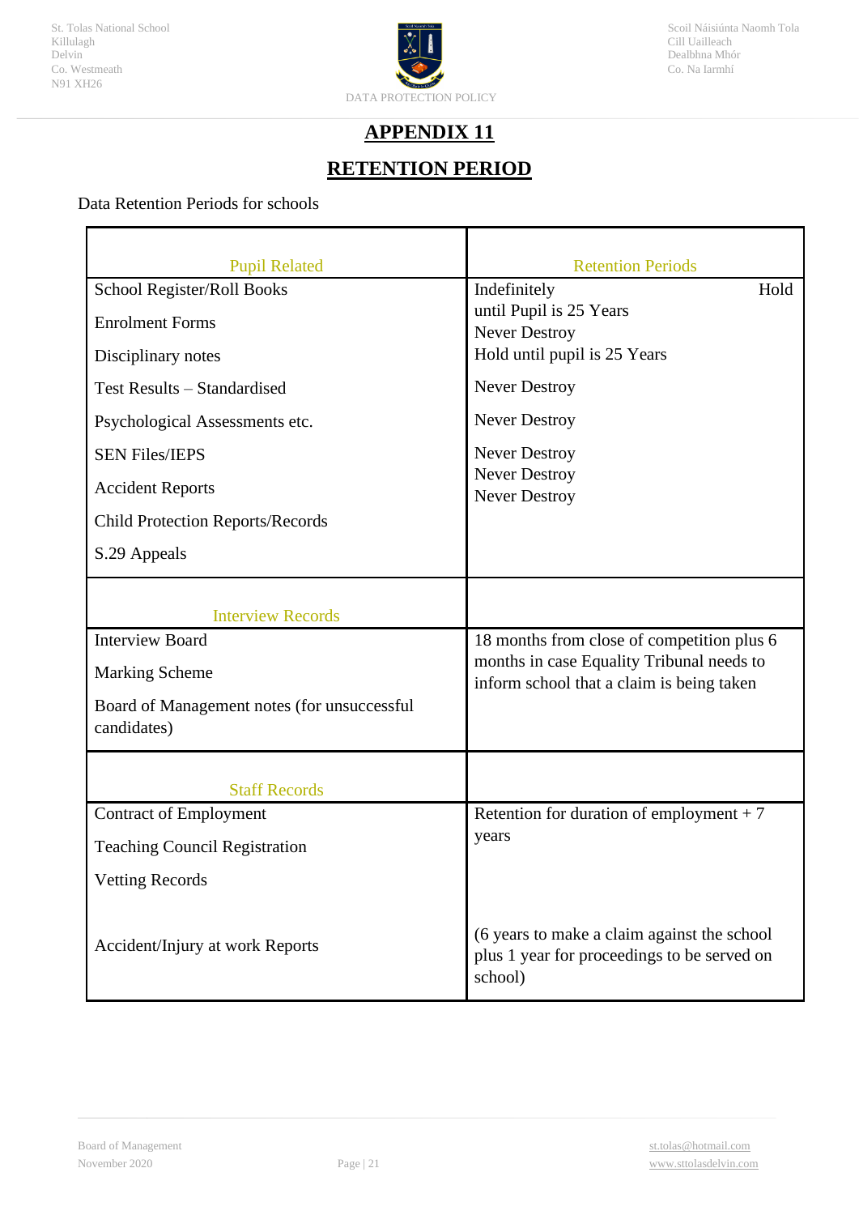# APPENDIX 11

# RETENTION PERIOD

Data Retention Periods for schools

| Pupil Related | Retention Periods |
|---|---|
| School Register/Roll Books | Indefinitely |
| Enrolment Forms | Hold until Pupil is 25 Years |
| Disciplinary notes | Never Destroy |
| Test Results – Standardised | Hold until pupil is 25 Years |
| Psychological Assessments etc. | Never Destroy |
| SEN Files/IEPS | Never Destroy |
| Accident Reports | Never Destroy |
| Child Protection Reports/Records | Never Destroy |
| S.29 Appeals | Never Destroy |
| **Interview Records** | |
| Interview Board<br>Marking Scheme<br>Board of Management notes (for unsuccessful candidates) | 18 months from close of competition plus 6 months in case Equality Tribunal needs to inform school that a claim is being taken |
| **Staff Records** | |
| Contract of Employment<br>Teaching Council Registration<br>Vetting Records | Retention for duration of employment + 7 years |
| Accident/Injury at work Reports | (6 years to make a claim against the school plus 1 year for proceedings to be served on school) |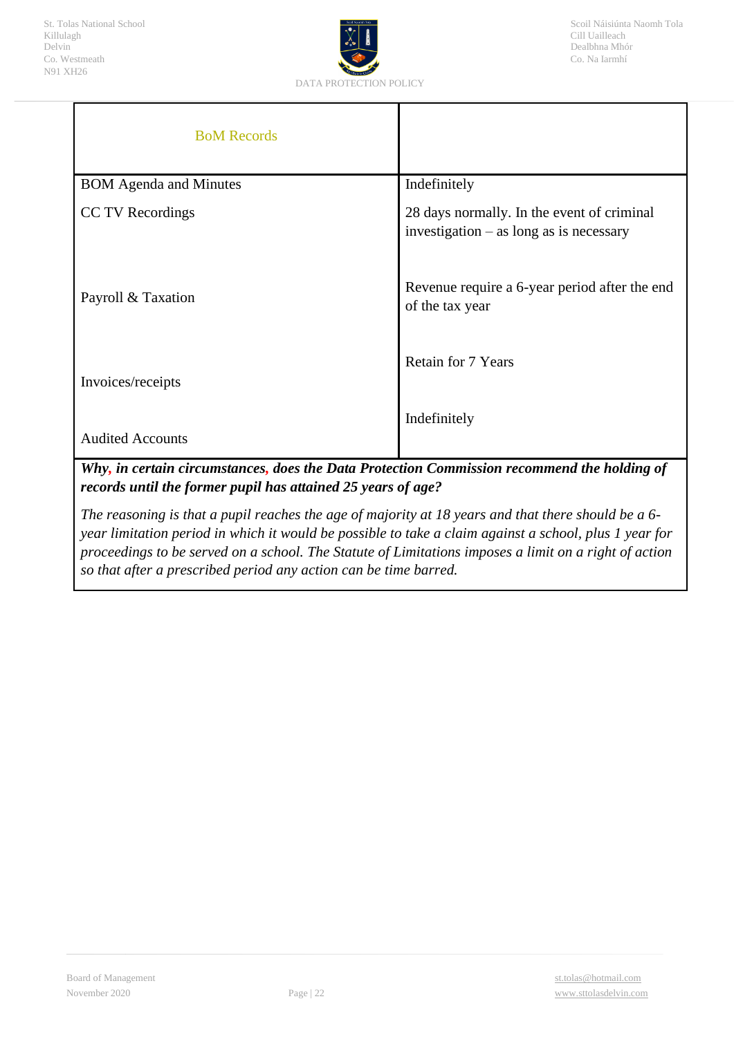| BoM Records | |
|---|---|
| BOM Agenda and Minutes | Indefinitely |
| CC TV Recordings | 28 days normally. In the event of criminal investigation – as long as is necessary |
| Payroll & Taxation | Revenue require a 6-year period after the end of the tax year |
| Invoices/receipts | Retain for 7 Years |
| Audited Accounts | Indefinitely |

***Why, in certain circumstances, does the Data Protection Commission recommend the holding of records until the former pupil has attained 25 years of age?***

*The reasoning is that a pupil reaches the age of majority at 18 years and that there should be a 6-year limitation period in which it would be possible to take a claim against a school, plus 1 year for proceedings to be served on a school. The Statute of Limitations imposes a limit on a right of action so that after a prescribed period any action can be time barred.*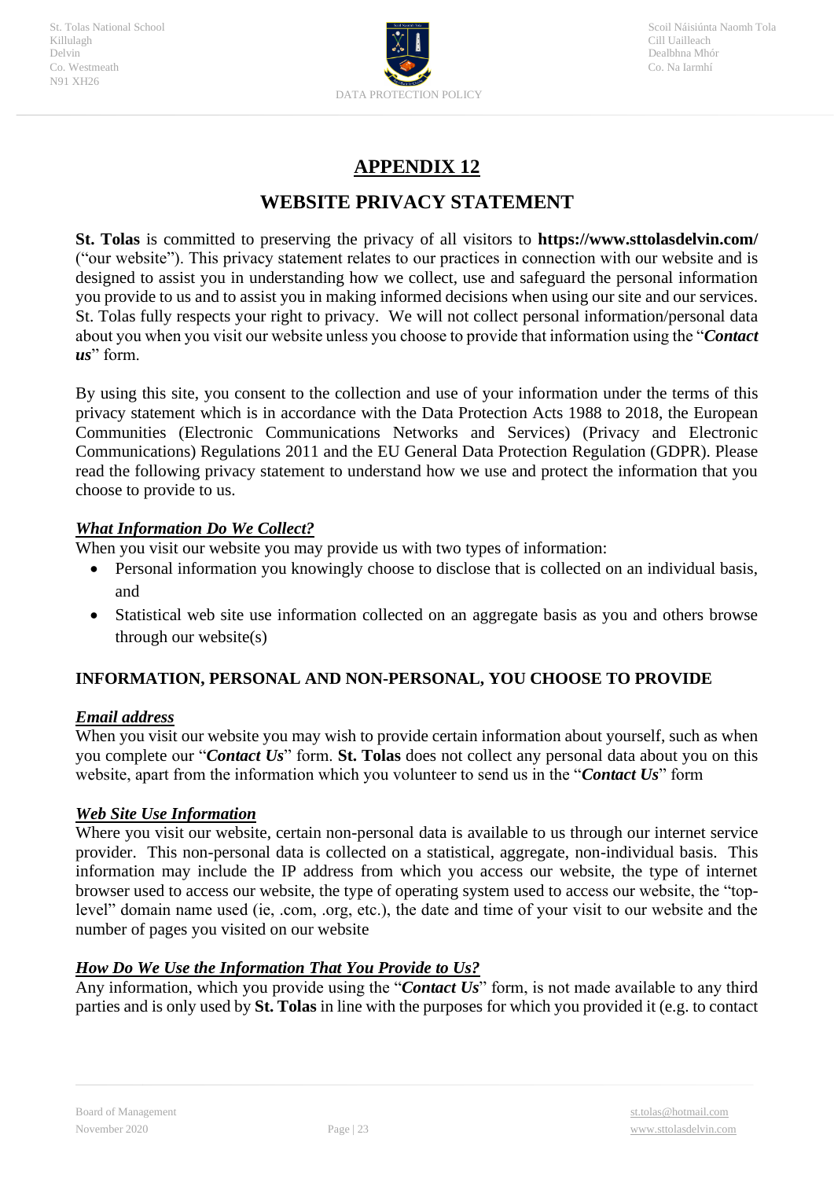# APPENDIX 12

## WEBSITE PRIVACY STATEMENT

**St. Tolas** is committed to preserving the privacy of all visitors to **https://www.sttolasdelvin.com/** ("our website"). This privacy statement relates to our practices in connection with our website and is designed to assist you in understanding how we collect, use and safeguard the personal information you provide to us and to assist you in making informed decisions when using our site and our services. St. Tolas fully respects your right to privacy. We will not collect personal information/personal data about you when you visit our website unless you choose to provide that information using the "***Contact us***" form.

By using this site, you consent to the collection and use of your information under the terms of this privacy statement which is in accordance with the Data Protection Acts 1988 to 2018, the European Communities (Electronic Communications Networks and Services) (Privacy and Electronic Communications) Regulations 2011 and the EU General Data Protection Regulation (GDPR). Please read the following privacy statement to understand how we use and protect the information that you choose to provide to us.

***What Information Do We Collect?***

When you visit our website you may provide us with two types of information:

- Personal information you knowingly choose to disclose that is collected on an individual basis, and
- Statistical web site use information collected on an aggregate basis as you and others browse through our website(s)

**INFORMATION, PERSONAL AND NON-PERSONAL, YOU CHOOSE TO PROVIDE**

***Email address***

When you visit our website you may wish to provide certain information about yourself, such as when you complete our "***Contact Us***" form. **St. Tolas** does not collect any personal data about you on this website, apart from the information which you volunteer to send us in the "***Contact Us***" form

***Web Site Use Information***

Where you visit our website, certain non-personal data is available to us through our internet service provider. This non-personal data is collected on a statistical, aggregate, non-individual basis. This information may include the IP address from which you access our website, the type of internet browser used to access our website, the type of operating system used to access our website, the "top-level" domain name used (ie, .com, .org, etc.), the date and time of your visit to our website and the number of pages you visited on our website

***How Do We Use the Information That You Provide to Us?***

Any information, which you provide using the "***Contact Us***" form, is not made available to any third parties and is only used by **St. Tolas** in line with the purposes for which you provided it (e.g. to contact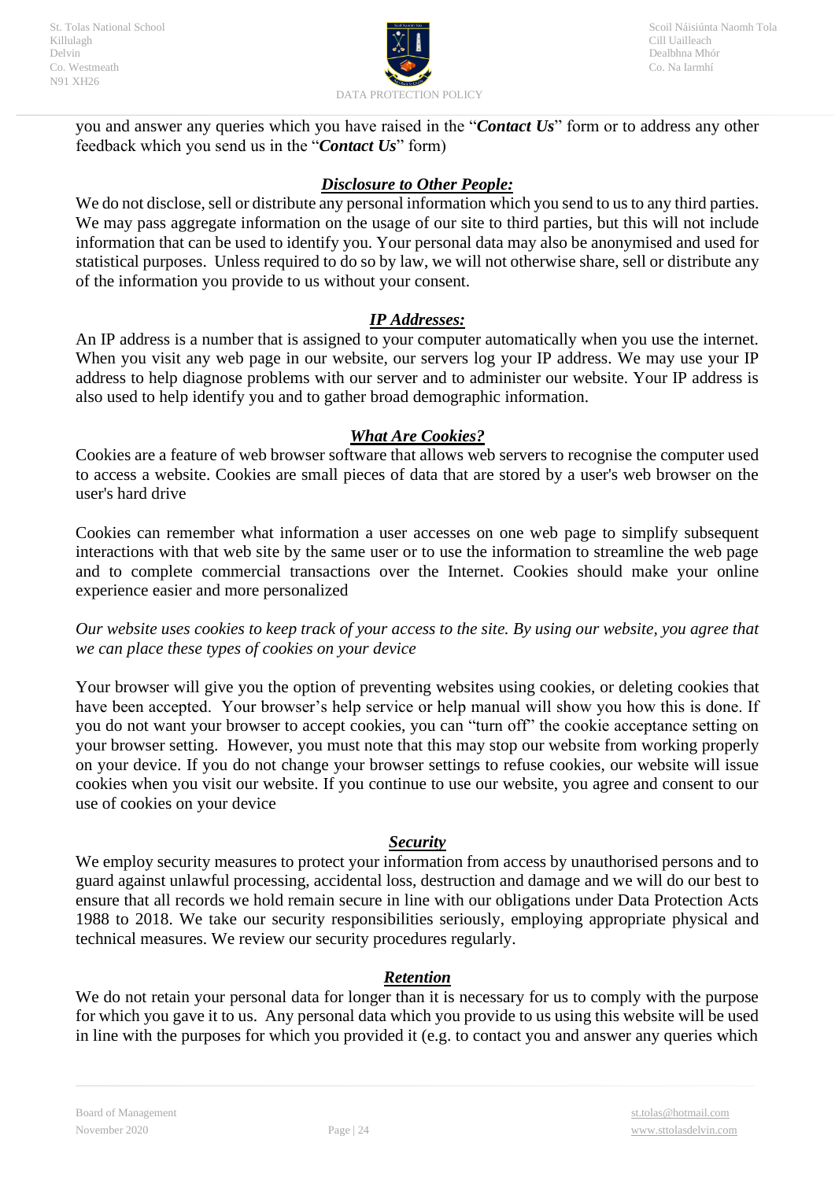you and answer any queries which you have raised in the "***Contact Us***" form or to address any other feedback which you send us in the "***Contact Us***" form)

### ***Disclosure to Other People:***

We do not disclose, sell or distribute any personal information which you send to us to any third parties. We may pass aggregate information on the usage of our site to third parties, but this will not include information that can be used to identify you. Your personal data may also be anonymised and used for statistical purposes. Unless required to do so by law, we will not otherwise share, sell or distribute any of the information you provide to us without your consent.

### ***IP Addresses:***

An IP address is a number that is assigned to your computer automatically when you use the internet. When you visit any web page in our website, our servers log your IP address. We may use your IP address to help diagnose problems with our server and to administer our website. Your IP address is also used to help identify you and to gather broad demographic information.

### ***What Are Cookies?***

Cookies are a feature of web browser software that allows web servers to recognise the computer used to access a website. Cookies are small pieces of data that are stored by a user's web browser on the user's hard drive

Cookies can remember what information a user accesses on one web page to simplify subsequent interactions with that web site by the same user or to use the information to streamline the web page and to complete commercial transactions over the Internet. Cookies should make your online experience easier and more personalized

*Our website uses cookies to keep track of your access to the site. By using our website, you agree that we can place these types of cookies on your device*

Your browser will give you the option of preventing websites using cookies, or deleting cookies that have been accepted. Your browser's help service or help manual will show you how this is done. If you do not want your browser to accept cookies, you can "turn off" the cookie acceptance setting on your browser setting. However, you must note that this may stop our website from working properly on your device. If you do not change your browser settings to refuse cookies, our website will issue cookies when you visit our website. If you continue to use our website, you agree and consent to our use of cookies on your device

### ***Security***

We employ security measures to protect your information from access by unauthorised persons and to guard against unlawful processing, accidental loss, destruction and damage and we will do our best to ensure that all records we hold remain secure in line with our obligations under Data Protection Acts 1988 to 2018. We take our security responsibilities seriously, employing appropriate physical and technical measures. We review our security procedures regularly.

### ***Retention***

We do not retain your personal data for longer than it is necessary for us to comply with the purpose for which you gave it to us. Any personal data which you provide to us using this website will be used in line with the purposes for which you provided it (e.g. to contact you and answer any queries which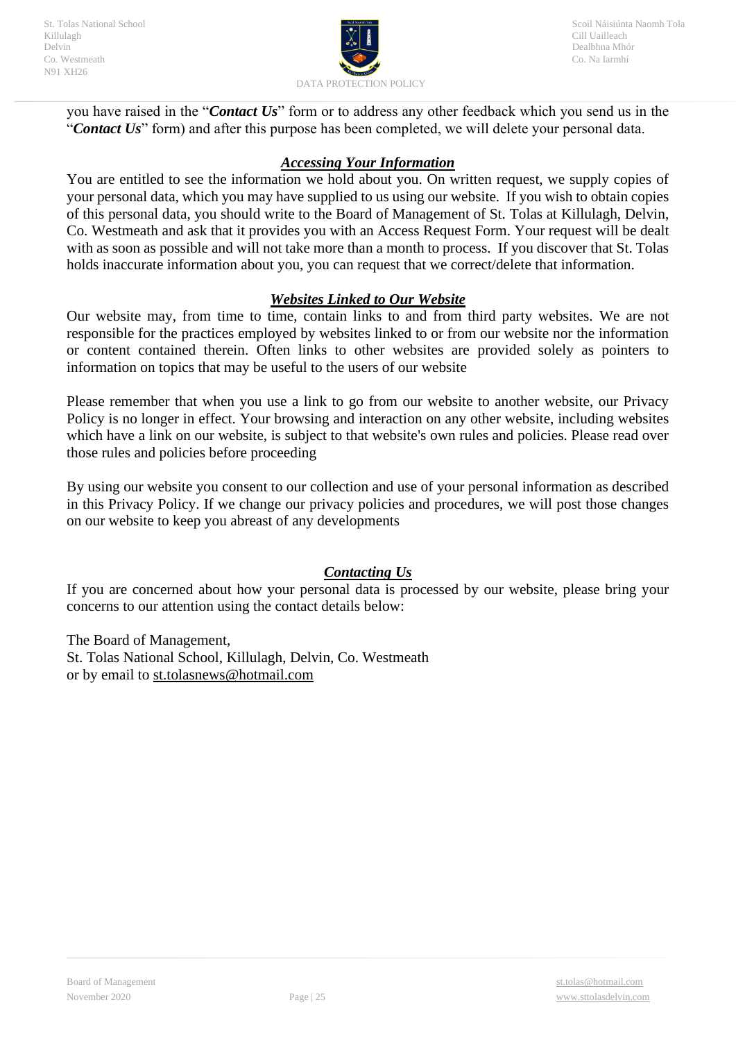you have raised in the "***Contact Us***" form or to address any other feedback which you send us in the "***Contact Us***" form) and after this purpose has been completed, we will delete your personal data.

### ***Accessing Your Information***

You are entitled to see the information we hold about you. On written request, we supply copies of your personal data, which you may have supplied to us using our website. If you wish to obtain copies of this personal data, you should write to the Board of Management of St. Tolas at Killulagh, Delvin, Co. Westmeath and ask that it provides you with an Access Request Form. Your request will be dealt with as soon as possible and will not take more than a month to process. If you discover that St. Tolas holds inaccurate information about you, you can request that we correct/delete that information.

### ***Websites Linked to Our Website***

Our website may, from time to time, contain links to and from third party websites. We are not responsible for the practices employed by websites linked to or from our website nor the information or content contained therein. Often links to other websites are provided solely as pointers to information on topics that may be useful to the users of our website

Please remember that when you use a link to go from our website to another website, our Privacy Policy is no longer in effect. Your browsing and interaction on any other website, including websites which have a link on our website, is subject to that website's own rules and policies. Please read over those rules and policies before proceeding

By using our website you consent to our collection and use of your personal information as described in this Privacy Policy. If we change our privacy policies and procedures, we will post those changes on our website to keep you abreast of any developments

### ***Contacting Us***

If you are concerned about how your personal data is processed by our website, please bring your concerns to our attention using the contact details below:

The Board of Management,
St. Tolas National School, Killulagh, Delvin, Co. Westmeath
or by email to st.tolasnews@hotmail.com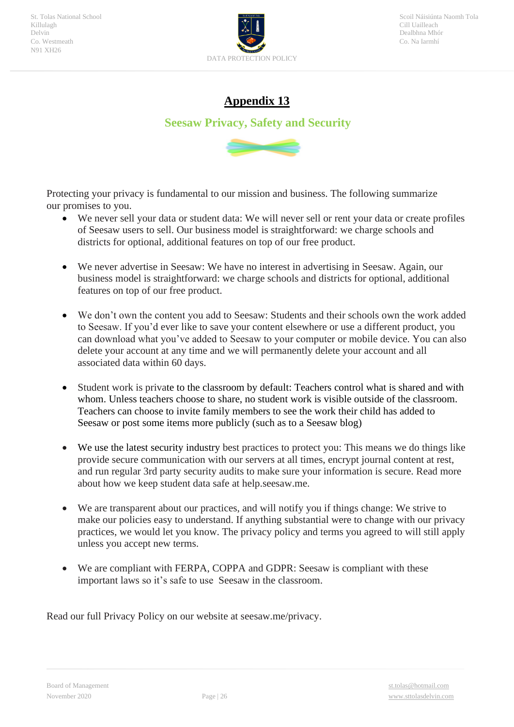# Appendix 13

## Seesaw Privacy, Safety and Security

Protecting your privacy is fundamental to our mission and business. The following summarize our promises to you.

- We never sell your data or student data: We will never sell or rent your data or create profiles of Seesaw users to sell. Our business model is straightforward: we charge schools and districts for optional, additional features on top of our free product.

- We never advertise in Seesaw: We have no interest in advertising in Seesaw. Again, our business model is straightforward: we charge schools and districts for optional, additional features on top of our free product.

- We don't own the content you add to Seesaw: Students and their schools own the work added to Seesaw. If you'd ever like to save your content elsewhere or use a different product, you can download what you've added to Seesaw to your computer or mobile device. You can also delete your account at any time and we will permanently delete your account and all associated data within 60 days.

- Student work is private to the classroom by default: Teachers control what is shared and with whom. Unless teachers choose to share, no student work is visible outside of the classroom. Teachers can choose to invite family members to see the work their child has added to Seesaw or post some items more publicly (such as to a Seesaw blog)

- We use the latest security industry best practices to protect you: This means we do things like provide secure communication with our servers at all times, encrypt journal content at rest, and run regular 3rd party security audits to make sure your information is secure. Read more about how we keep student data safe at help.seesaw.me.

- We are transparent about our practices, and will notify you if things change: We strive to make our policies easy to understand. If anything substantial were to change with our privacy practices, we would let you know. The privacy policy and terms you agreed to will still apply unless you accept new terms.

- We are compliant with FERPA, COPPA and GDPR: Seesaw is compliant with these important laws so it's safe to use Seesaw in the classroom.

Read our full Privacy Policy on our website at seesaw.me/privacy.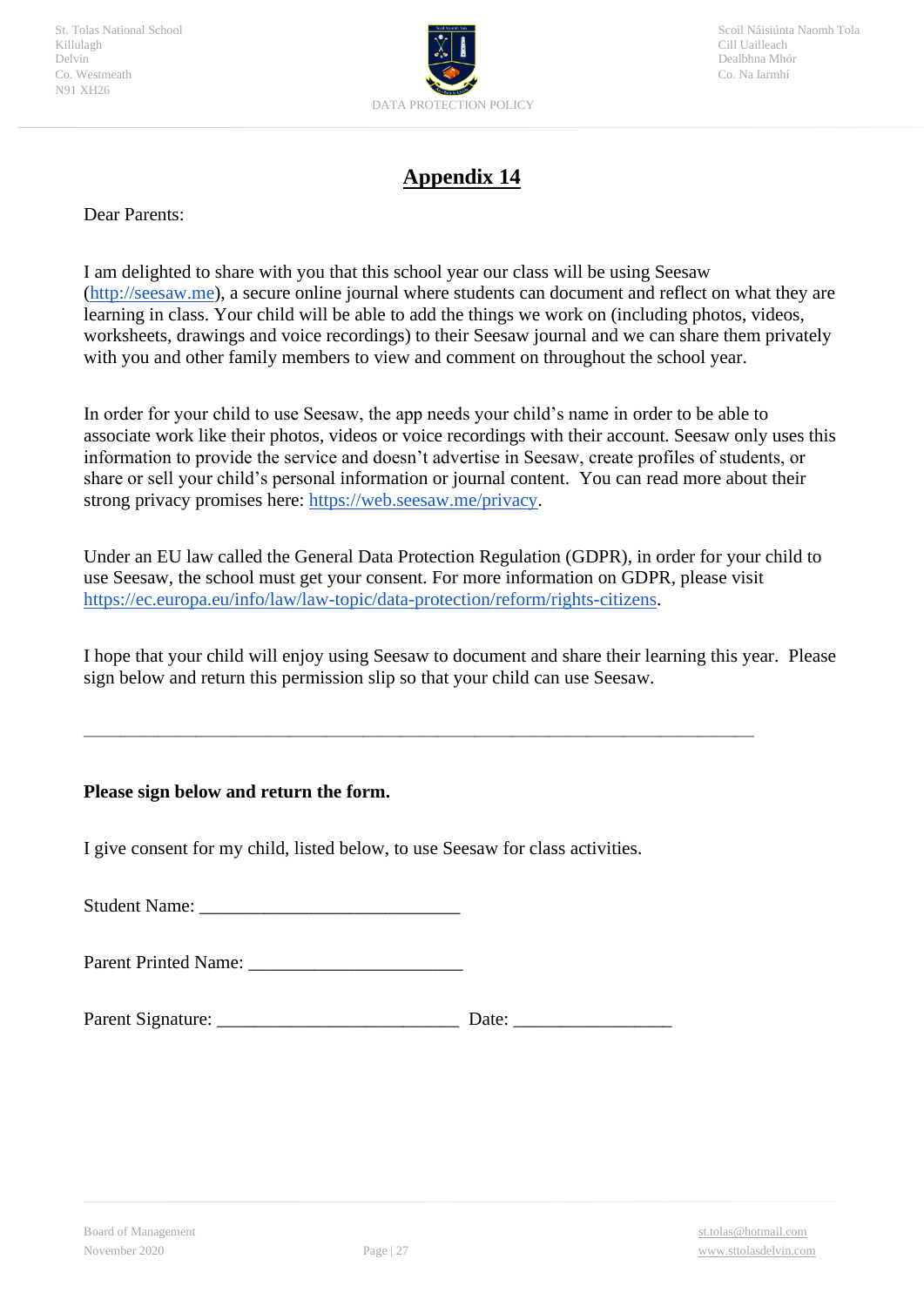# Appendix 14

Dear Parents:

I am delighted to share with you that this school year our class will be using Seesaw (http://seesaw.me), a secure online journal where students can document and reflect on what they are learning in class. Your child will be able to add the things we work on (including photos, videos, worksheets, drawings and voice recordings) to their Seesaw journal and we can share them privately with you and other family members to view and comment on throughout the school year.

In order for your child to use Seesaw, the app needs your child's name in order to be able to associate work like their photos, videos or voice recordings with their account. Seesaw only uses this information to provide the service and doesn't advertise in Seesaw, create profiles of students, or share or sell your child's personal information or journal content. You can read more about their strong privacy promises here: https://web.seesaw.me/privacy.

Under an EU law called the General Data Protection Regulation (GDPR), in order for your child to use Seesaw, the school must get your consent. For more information on GDPR, please visit https://ec.europa.eu/info/law/law-topic/data-protection/reform/rights-citizens.

I hope that your child will enjoy using Seesaw to document and share their learning this year. Please sign below and return this permission slip so that your child can use Seesaw.

---

**Please sign below and return the form.**

I give consent for my child, listed below, to use Seesaw for class activities.

Student Name: ____________________________

Parent Printed Name: _______________________

Parent Signature: __________________________ Date: ________________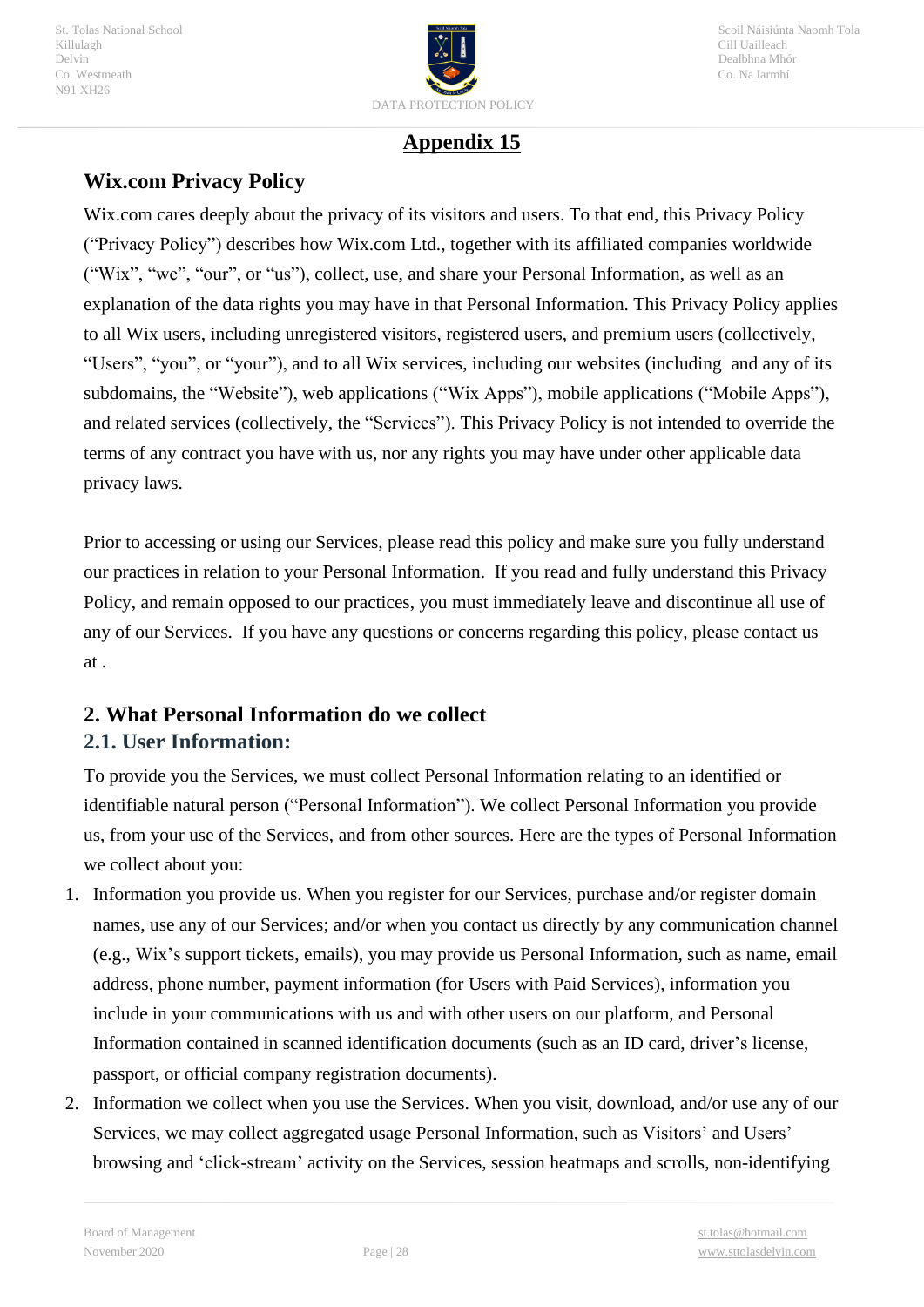## Appendix 15

### Wix.com Privacy Policy

Wix.com cares deeply about the privacy of its visitors and users. To that end, this Privacy Policy ("Privacy Policy") describes how Wix.com Ltd., together with its affiliated companies worldwide ("Wix", "we", "our", or "us"), collect, use, and share your Personal Information, as well as an explanation of the data rights you may have in that Personal Information. This Privacy Policy applies to all Wix users, including unregistered visitors, registered users, and premium users (collectively, "Users", "you", or "your"), and to all Wix services, including our websites (including and any of its subdomains, the "Website"), web applications ("Wix Apps"), mobile applications ("Mobile Apps"), and related services (collectively, the "Services"). This Privacy Policy is not intended to override the terms of any contract you have with us, nor any rights you may have under other applicable data privacy laws.

Prior to accessing or using our Services, please read this policy and make sure you fully understand our practices in relation to your Personal Information. If you read and fully understand this Privacy Policy, and remain opposed to our practices, you must immediately leave and discontinue all use of any of our Services. If you have any questions or concerns regarding this policy, please contact us at .

### 2. What Personal Information do we collect

#### 2.1. User Information:

To provide you the Services, we must collect Personal Information relating to an identified or identifiable natural person ("Personal Information"). We collect Personal Information you provide us, from your use of the Services, and from other sources. Here are the types of Personal Information we collect about you:

1. Information you provide us. When you register for our Services, purchase and/or register domain names, use any of our Services; and/or when you contact us directly by any communication channel (e.g., Wix's support tickets, emails), you may provide us Personal Information, such as name, email address, phone number, payment information (for Users with Paid Services), information you include in your communications with us and with other users on our platform, and Personal Information contained in scanned identification documents (such as an ID card, driver's license, passport, or official company registration documents).
2. Information we collect when you use the Services. When you visit, download, and/or use any of our Services, we may collect aggregated usage Personal Information, such as Visitors' and Users' browsing and 'click-stream' activity on the Services, session heatmaps and scrolls, non-identifying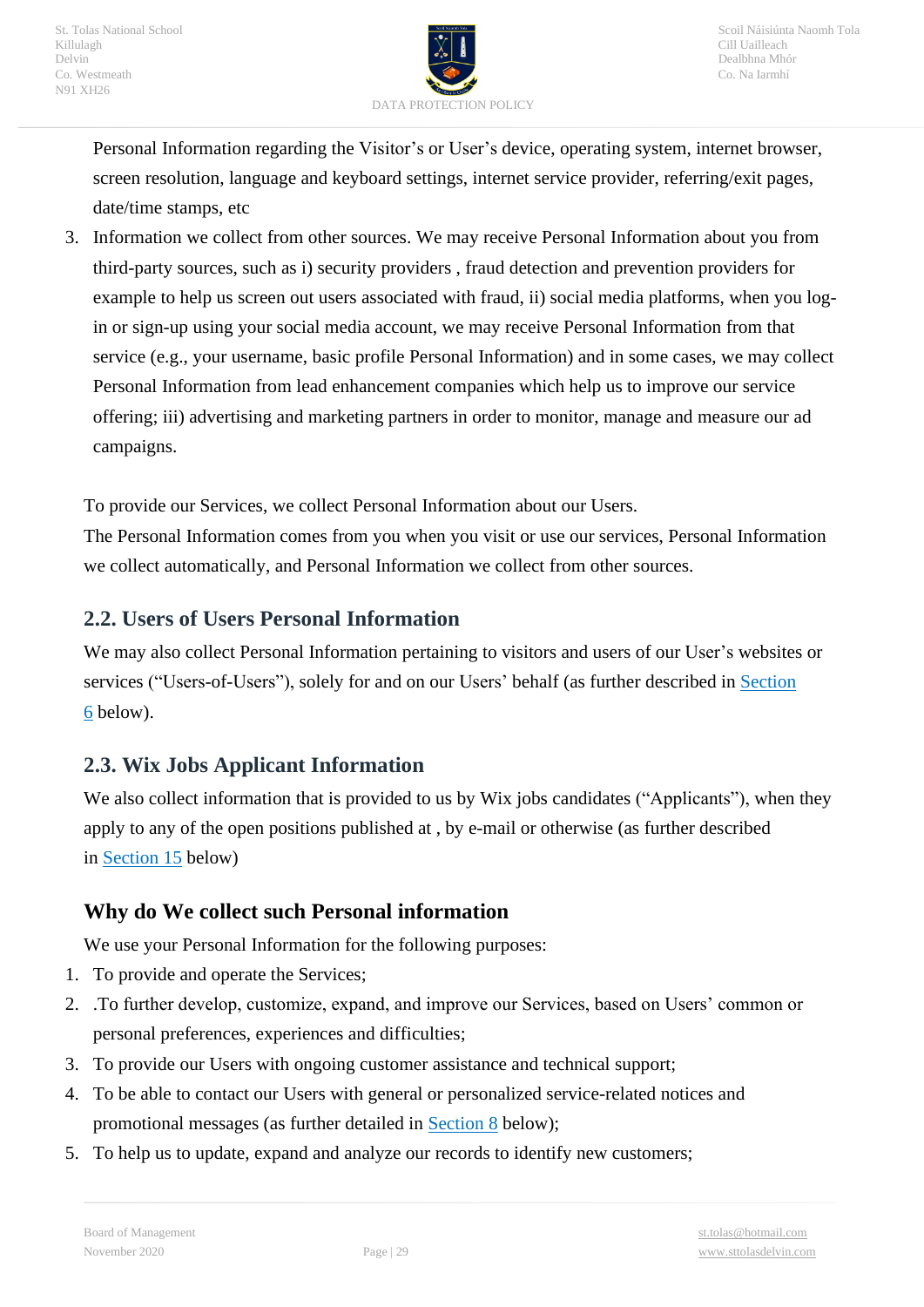Personal Information regarding the Visitor's or User's device, operating system, internet browser, screen resolution, language and keyboard settings, internet service provider, referring/exit pages, date/time stamps, etc

3. Information we collect from other sources. We may receive Personal Information about you from third-party sources, such as i) security providers , fraud detection and prevention providers for example to help us screen out users associated with fraud, ii) social media platforms, when you log-in or sign-up using your social media account, we may receive Personal Information from that service (e.g., your username, basic profile Personal Information) and in some cases, we may collect Personal Information from lead enhancement companies which help us to improve our service offering; iii) advertising and marketing partners in order to monitor, manage and measure our ad campaigns.

To provide our Services, we collect Personal Information about our Users.
The Personal Information comes from you when you visit or use our services, Personal Information we collect automatically, and Personal Information we collect from other sources.

## 2.2. Users of Users Personal Information

We may also collect Personal Information pertaining to visitors and users of our User's websites or services ("Users-of-Users"), solely for and on our Users' behalf (as further described in Section 6 below).

## 2.3. Wix Jobs Applicant Information

We also collect information that is provided to us by Wix jobs candidates ("Applicants"), when they apply to any of the open positions published at , by e-mail or otherwise (as further described in Section 15 below)

## Why do We collect such Personal information

We use your Personal Information for the following purposes:

1. To provide and operate the Services;
2. .To further develop, customize, expand, and improve our Services, based on Users' common or personal preferences, experiences and difficulties;
3. To provide our Users with ongoing customer assistance and technical support;
4. To be able to contact our Users with general or personalized service-related notices and promotional messages (as further detailed in Section 8 below);
5. To help us to update, expand and analyze our records to identify new customers;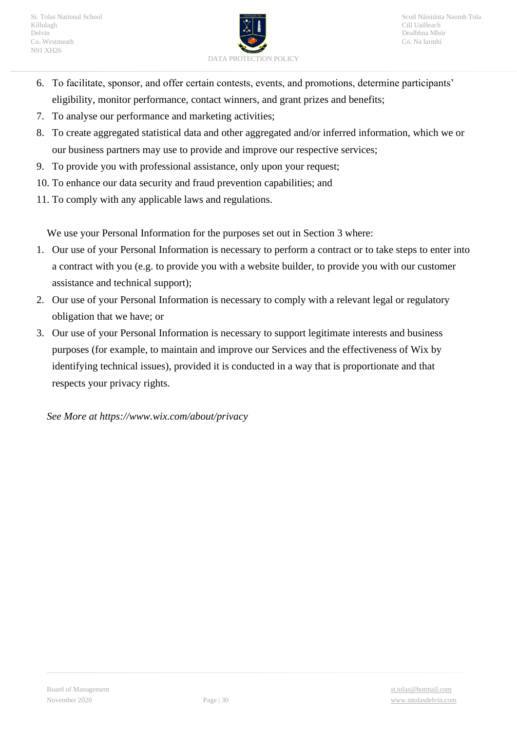6. To facilitate, sponsor, and offer certain contests, events, and promotions, determine participants' eligibility, monitor performance, contact winners, and grant prizes and benefits;
7. To analyse our performance and marketing activities;
8. To create aggregated statistical data and other aggregated and/or inferred information, which we or our business partners may use to provide and improve our respective services;
9. To provide you with professional assistance, only upon your request;
10. To enhance our data security and fraud prevention capabilities; and
11. To comply with any applicable laws and regulations.

We use your Personal Information for the purposes set out in Section 3 where:

1. Our use of your Personal Information is necessary to perform a contract or to take steps to enter into a contract with you (e.g. to provide you with a website builder, to provide you with our customer assistance and technical support);
2. Our use of your Personal Information is necessary to comply with a relevant legal or regulatory obligation that we have; or
3. Our use of your Personal Information is necessary to support legitimate interests and business purposes (for example, to maintain and improve our Services and the effectiveness of Wix by identifying technical issues), provided it is conducted in a way that is proportionate and that respects your privacy rights.

*See More at https://www.wix.com/about/privacy*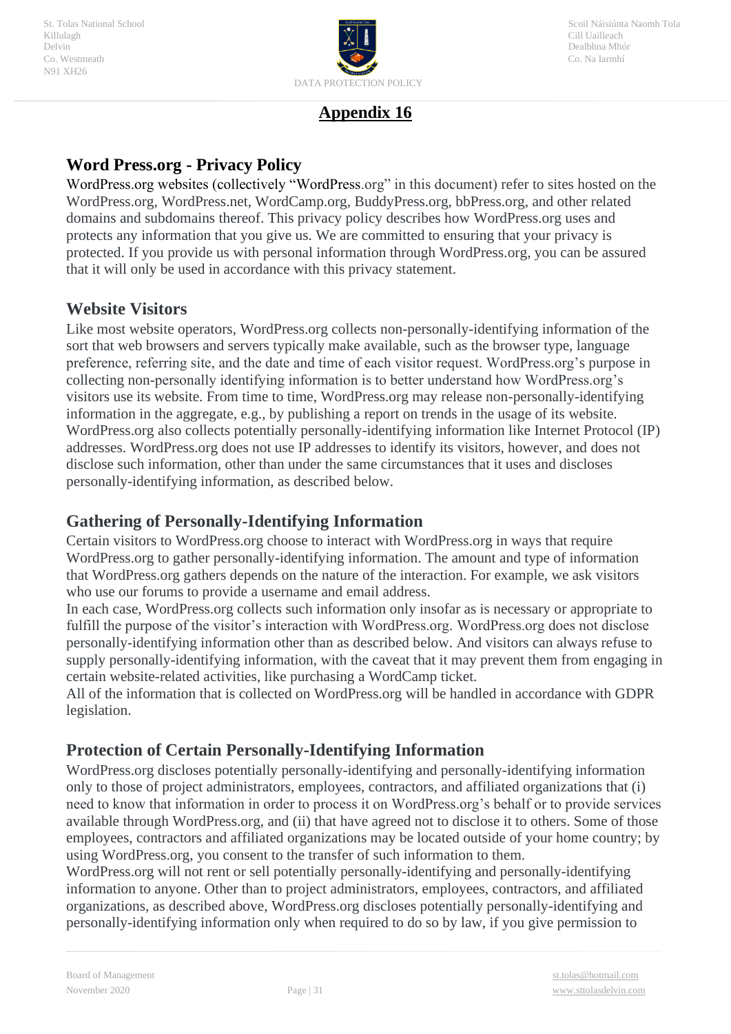## Appendix 16

### Word Press.org - Privacy Policy

WordPress.org websites (collectively "WordPress.org" in this document) refer to sites hosted on the WordPress.org, WordPress.net, WordCamp.org, BuddyPress.org, bbPress.org, and other related domains and subdomains thereof. This privacy policy describes how WordPress.org uses and protects any information that you give us. We are committed to ensuring that your privacy is protected. If you provide us with personal information through WordPress.org, you can be assured that it will only be used in accordance with this privacy statement.

### Website Visitors

Like most website operators, WordPress.org collects non-personally-identifying information of the sort that web browsers and servers typically make available, such as the browser type, language preference, referring site, and the date and time of each visitor request. WordPress.org's purpose in collecting non-personally identifying information is to better understand how WordPress.org's visitors use its website. From time to time, WordPress.org may release non-personally-identifying information in the aggregate, e.g., by publishing a report on trends in the usage of its website. WordPress.org also collects potentially personally-identifying information like Internet Protocol (IP) addresses. WordPress.org does not use IP addresses to identify its visitors, however, and does not disclose such information, other than under the same circumstances that it uses and discloses personally-identifying information, as described below.

### Gathering of Personally-Identifying Information

Certain visitors to WordPress.org choose to interact with WordPress.org in ways that require WordPress.org to gather personally-identifying information. The amount and type of information that WordPress.org gathers depends on the nature of the interaction. For example, we ask visitors who use our forums to provide a username and email address.

In each case, WordPress.org collects such information only insofar as is necessary or appropriate to fulfill the purpose of the visitor's interaction with WordPress.org. WordPress.org does not disclose personally-identifying information other than as described below. And visitors can always refuse to supply personally-identifying information, with the caveat that it may prevent them from engaging in certain website-related activities, like purchasing a WordCamp ticket.

All of the information that is collected on WordPress.org will be handled in accordance with GDPR legislation.

### Protection of Certain Personally-Identifying Information

WordPress.org discloses potentially personally-identifying and personally-identifying information only to those of project administrators, employees, contractors, and affiliated organizations that (i) need to know that information in order to process it on WordPress.org's behalf or to provide services available through WordPress.org, and (ii) that have agreed not to disclose it to others. Some of those employees, contractors and affiliated organizations may be located outside of your home country; by using WordPress.org, you consent to the transfer of such information to them.

WordPress.org will not rent or sell potentially personally-identifying and personally-identifying information to anyone. Other than to project administrators, employees, contractors, and affiliated organizations, as described above, WordPress.org discloses potentially personally-identifying and personally-identifying information only when required to do so by law, if you give permission to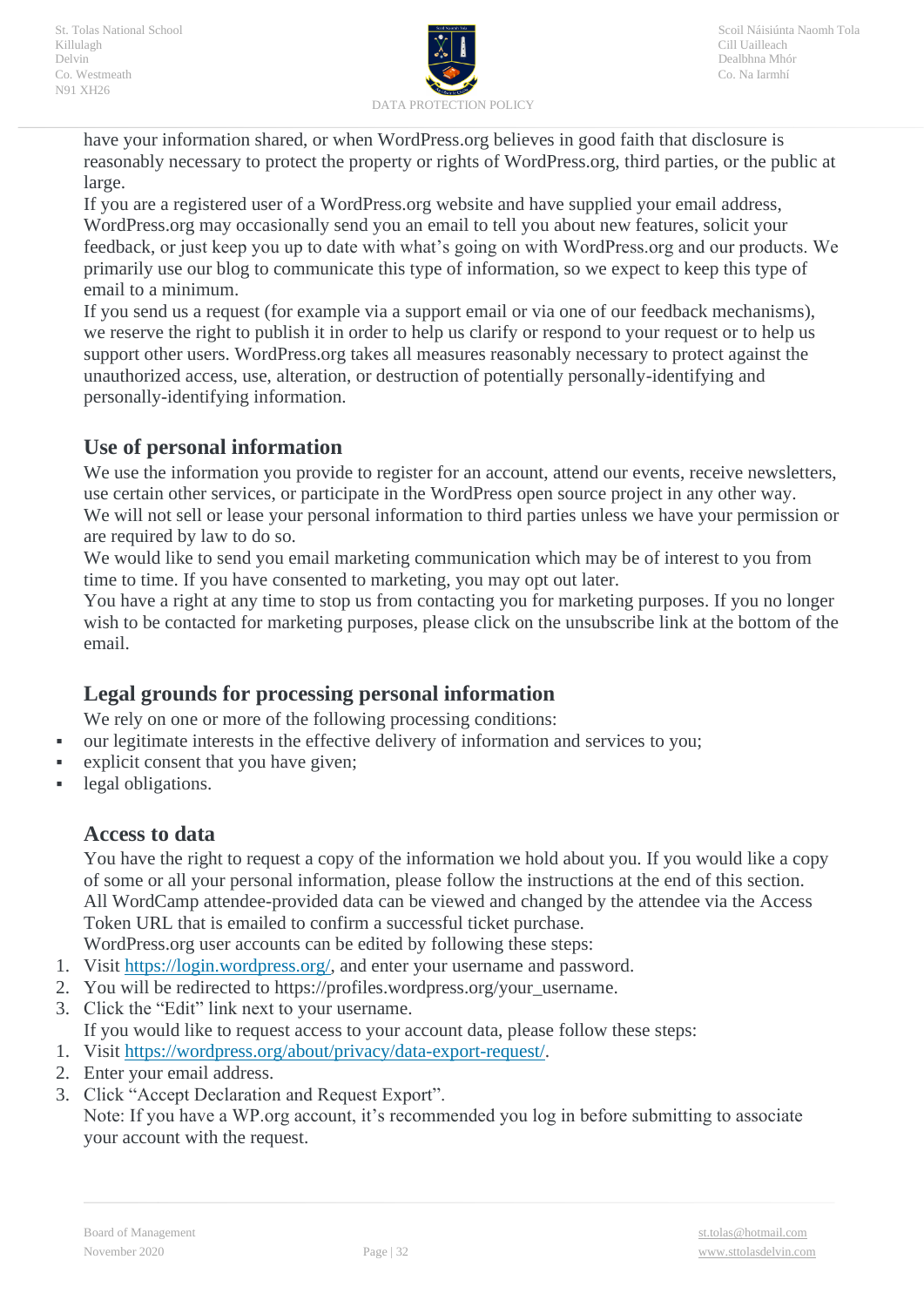have your information shared, or when WordPress.org believes in good faith that disclosure is reasonably necessary to protect the property or rights of WordPress.org, third parties, or the public at large.

If you are a registered user of a WordPress.org website and have supplied your email address, WordPress.org may occasionally send you an email to tell you about new features, solicit your feedback, or just keep you up to date with what's going on with WordPress.org and our products. We primarily use our blog to communicate this type of information, so we expect to keep this type of email to a minimum.

If you send us a request (for example via a support email or via one of our feedback mechanisms), we reserve the right to publish it in order to help us clarify or respond to your request or to help us support other users. WordPress.org takes all measures reasonably necessary to protect against the unauthorized access, use, alteration, or destruction of potentially personally-identifying and personally-identifying information.

## Use of personal information

We use the information you provide to register for an account, attend our events, receive newsletters, use certain other services, or participate in the WordPress open source project in any other way.

We will not sell or lease your personal information to third parties unless we have your permission or are required by law to do so.

We would like to send you email marketing communication which may be of interest to you from time to time. If you have consented to marketing, you may opt out later.

You have a right at any time to stop us from contacting you for marketing purposes. If you no longer wish to be contacted for marketing purposes, please click on the unsubscribe link at the bottom of the email.

## Legal grounds for processing personal information

We rely on one or more of the following processing conditions:

- our legitimate interests in the effective delivery of information and services to you;
- explicit consent that you have given;
- legal obligations.

## Access to data

You have the right to request a copy of the information we hold about you. If you would like a copy of some or all your personal information, please follow the instructions at the end of this section.

All WordCamp attendee-provided data can be viewed and changed by the attendee via the Access Token URL that is emailed to confirm a successful ticket purchase.

WordPress.org user accounts can be edited by following these steps:

1. Visit https://login.wordpress.org/, and enter your username and password.
2. You will be redirected to https://profiles.wordpress.org/your_username.
3. Click the "Edit" link next to your username.

If you would like to request access to your account data, please follow these steps:

1. Visit https://wordpress.org/about/privacy/data-export-request/.
2. Enter your email address.
3. Click "Accept Declaration and Request Export".

Note: If you have a WP.org account, it's recommended you log in before submitting to associate your account with the request.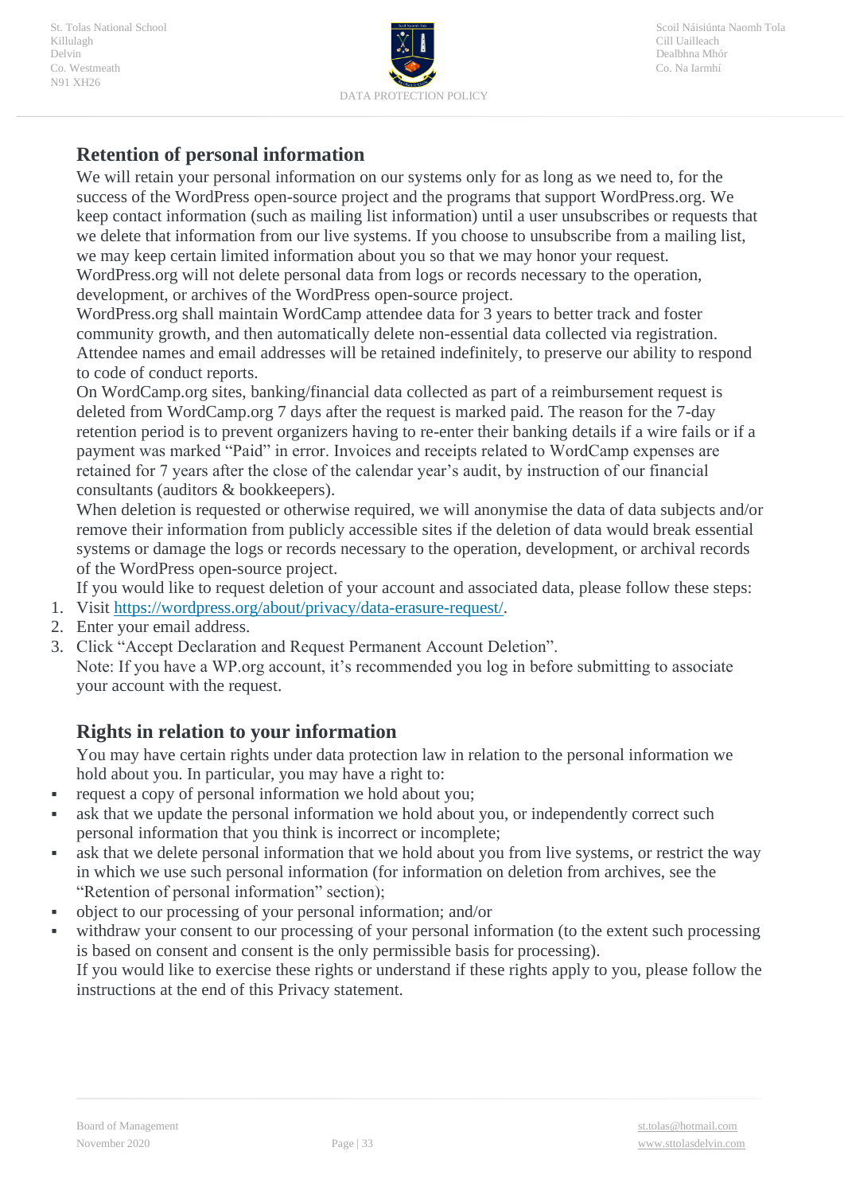## Retention of personal information

We will retain your personal information on our systems only for as long as we need to, for the success of the WordPress open-source project and the programs that support WordPress.org. We keep contact information (such as mailing list information) until a user unsubscribes or requests that we delete that information from our live systems. If you choose to unsubscribe from a mailing list, we may keep certain limited information about you so that we may honor your request.

WordPress.org will not delete personal data from logs or records necessary to the operation, development, or archives of the WordPress open-source project.

WordPress.org shall maintain WordCamp attendee data for 3 years to better track and foster community growth, and then automatically delete non-essential data collected via registration. Attendee names and email addresses will be retained indefinitely, to preserve our ability to respond to code of conduct reports.

On WordCamp.org sites, banking/financial data collected as part of a reimbursement request is deleted from WordCamp.org 7 days after the request is marked paid. The reason for the 7-day retention period is to prevent organizers having to re-enter their banking details if a wire fails or if a payment was marked "Paid" in error. Invoices and receipts related to WordCamp expenses are retained for 7 years after the close of the calendar year's audit, by instruction of our financial consultants (auditors & bookkeepers).

When deletion is requested or otherwise required, we will anonymise the data of data subjects and/or remove their information from publicly accessible sites if the deletion of data would break essential systems or damage the logs or records necessary to the operation, development, or archival records of the WordPress open-source project.

If you would like to request deletion of your account and associated data, please follow these steps:

1. Visit https://wordpress.org/about/privacy/data-erasure-request/.
2. Enter your email address.
3. Click "Accept Declaration and Request Permanent Account Deletion".

Note: If you have a WP.org account, it's recommended you log in before submitting to associate your account with the request.

## Rights in relation to your information

You may have certain rights under data protection law in relation to the personal information we hold about you. In particular, you may have a right to:

- request a copy of personal information we hold about you;
- ask that we update the personal information we hold about you, or independently correct such personal information that you think is incorrect or incomplete;
- ask that we delete personal information that we hold about you from live systems, or restrict the way in which we use such personal information (for information on deletion from archives, see the "Retention of personal information" section);
- object to our processing of your personal information; and/or
- withdraw your consent to our processing of your personal information (to the extent such processing is based on consent and consent is the only permissible basis for processing).

If you would like to exercise these rights or understand if these rights apply to you, please follow the instructions at the end of this Privacy statement.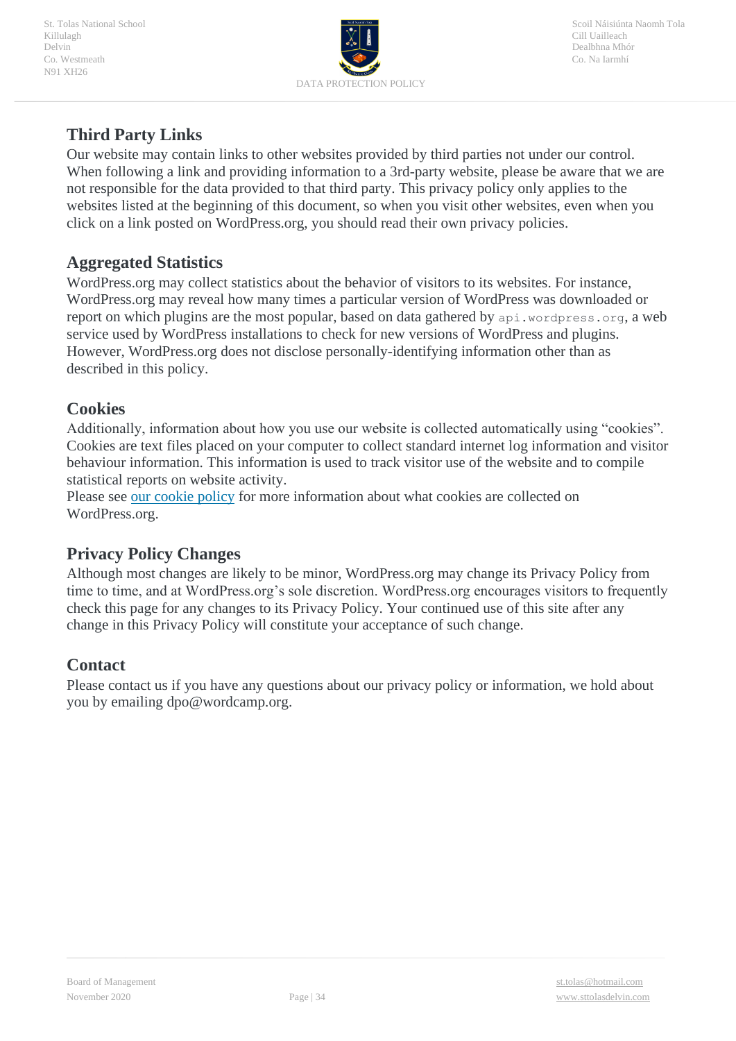## Third Party Links

Our website may contain links to other websites provided by third parties not under our control. When following a link and providing information to a 3rd-party website, please be aware that we are not responsible for the data provided to that third party. This privacy policy only applies to the websites listed at the beginning of this document, so when you visit other websites, even when you click on a link posted on WordPress.org, you should read their own privacy policies.

## Aggregated Statistics

WordPress.org may collect statistics about the behavior of visitors to its websites. For instance, WordPress.org may reveal how many times a particular version of WordPress was downloaded or report on which plugins are the most popular, based on data gathered by `api.wordpress.org`, a web service used by WordPress installations to check for new versions of WordPress and plugins. However, WordPress.org does not disclose personally-identifying information other than as described in this policy.

## Cookies

Additionally, information about how you use our website is collected automatically using "cookies". Cookies are text files placed on your computer to collect standard internet log information and visitor behaviour information. This information is used to track visitor use of the website and to compile statistical reports on website activity.

Please see our cookie policy for more information about what cookies are collected on WordPress.org.

## Privacy Policy Changes

Although most changes are likely to be minor, WordPress.org may change its Privacy Policy from time to time, and at WordPress.org's sole discretion. WordPress.org encourages visitors to frequently check this page for any changes to its Privacy Policy. Your continued use of this site after any change in this Privacy Policy will constitute your acceptance of such change.

## Contact

Please contact us if you have any questions about our privacy policy or information, we hold about you by emailing dpo@wordcamp.org.